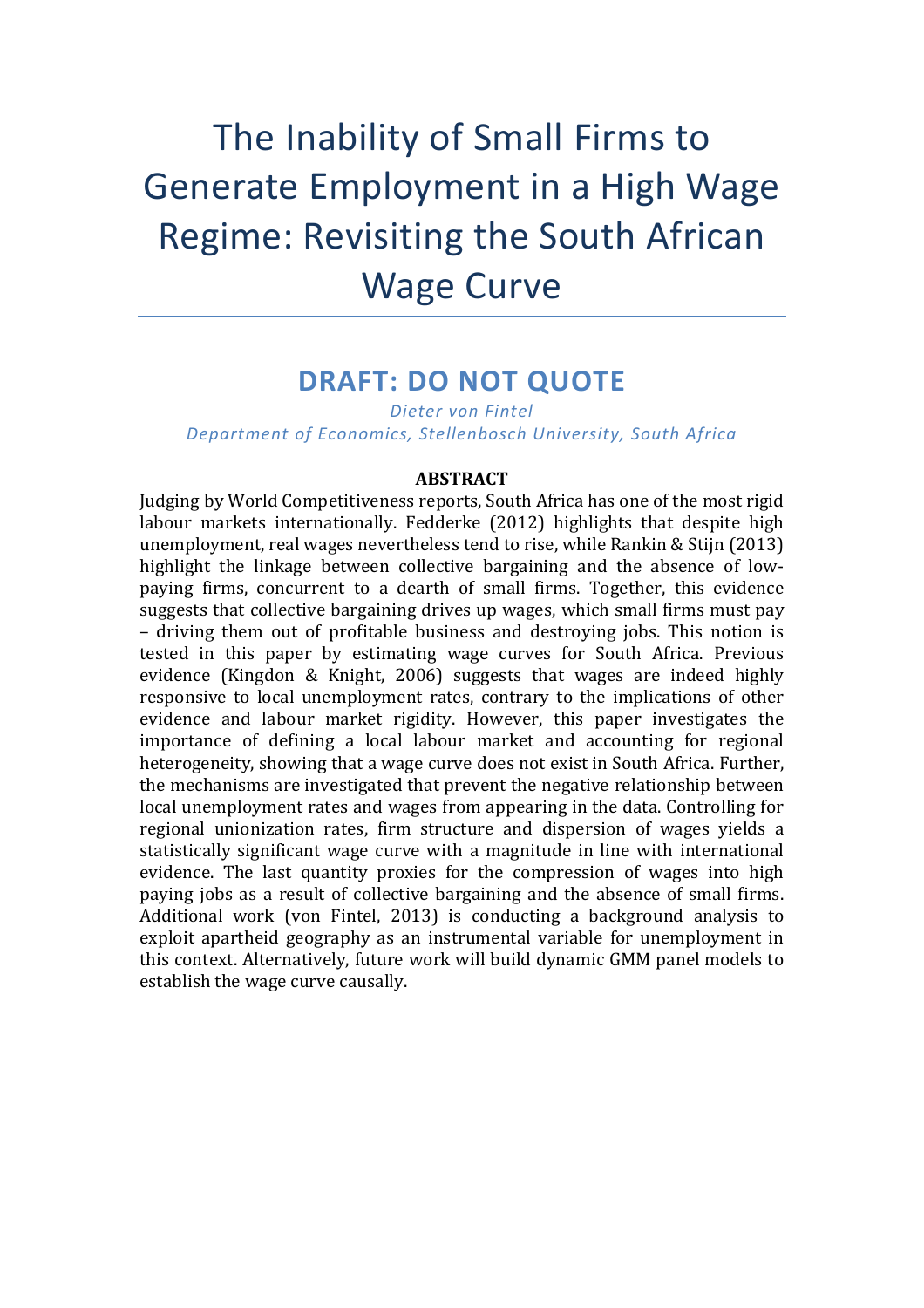# The Inability of Small Firms to Generate Employment in a High Wage Regime: Revisiting the South African Wage Curve

## DRAFT: DO NOT QUOTE

*Dieter von Fintel*
*Department of Economics, Stellenbosch University, South Africa*

**ABSTRACT**

Judging by World Competitiveness reports, South Africa has one of the most rigid labour markets internationally. Fedderke (2012) highlights that despite high unemployment, real wages nevertheless tend to rise, while Rankin & Stijn (2013) highlight the linkage between collective bargaining and the absence of low-paying firms, concurrent to a dearth of small firms. Together, this evidence suggests that collective bargaining drives up wages, which small firms must pay – driving them out of profitable business and destroying jobs. This notion is tested in this paper by estimating wage curves for South Africa. Previous evidence (Kingdon & Knight, 2006) suggests that wages are indeed highly responsive to local unemployment rates, contrary to the implications of other evidence and labour market rigidity. However, this paper investigates the importance of defining a local labour market and accounting for regional heterogeneity, showing that a wage curve does not exist in South Africa. Further, the mechanisms are investigated that prevent the negative relationship between local unemployment rates and wages from appearing in the data. Controlling for regional unionization rates, firm structure and dispersion of wages yields a statistically significant wage curve with a magnitude in line with international evidence. The last quantity proxies for the compression of wages into high paying jobs as a result of collective bargaining and the absence of small firms. Additional work (von Fintel, 2013) is conducting a background analysis to exploit apartheid geography as an instrumental variable for unemployment in this context. Alternatively, future work will build dynamic GMM panel models to establish the wage curve causally.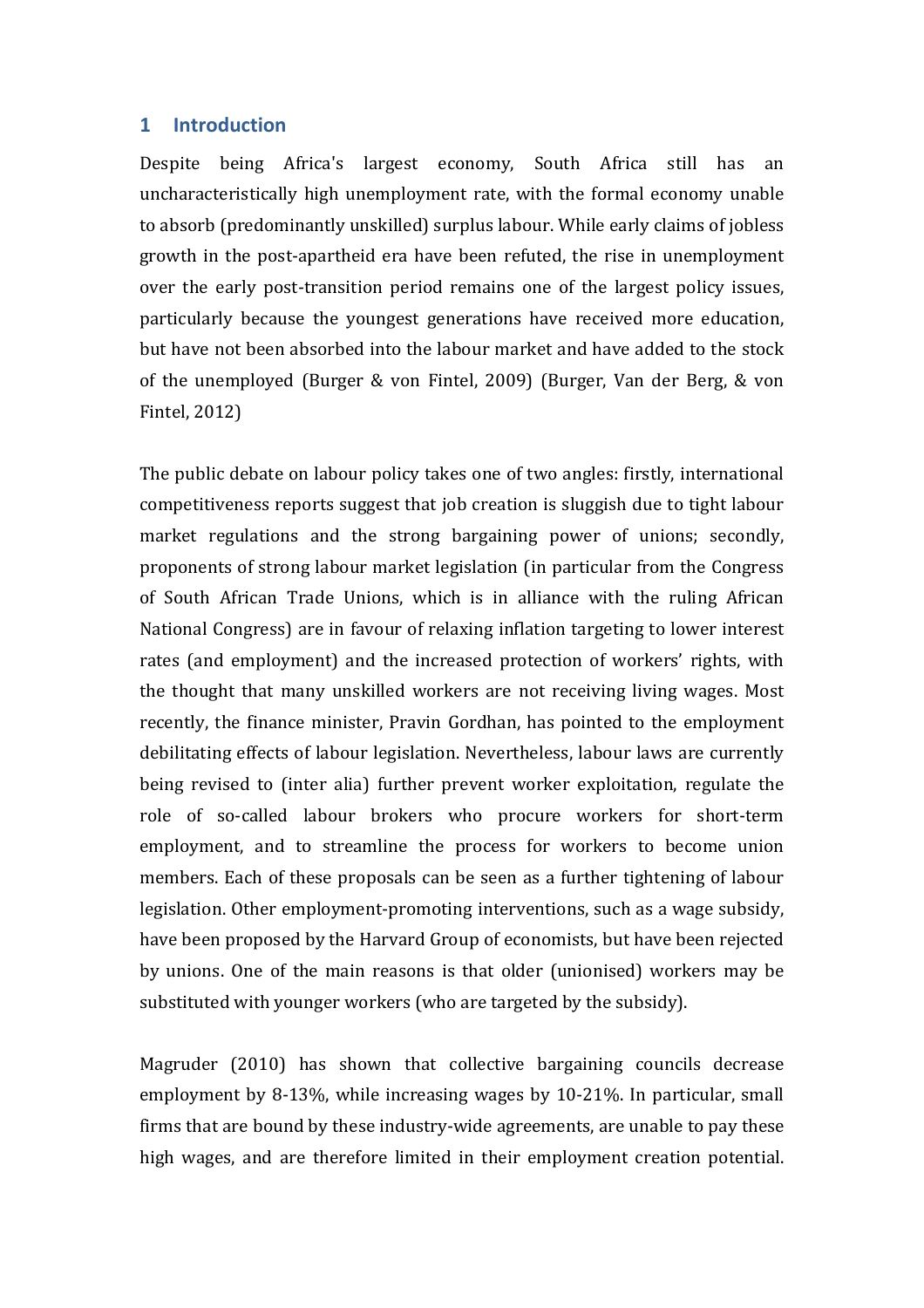## 1 Introduction

Despite being Africa's largest economy, South Africa still has an uncharacteristically high unemployment rate, with the formal economy unable to absorb (predominantly unskilled) surplus labour. While early claims of jobless growth in the post-apartheid era have been refuted, the rise in unemployment over the early post-transition period remains one of the largest policy issues, particularly because the youngest generations have received more education, but have not been absorbed into the labour market and have added to the stock of the unemployed (Burger & von Fintel, 2009) (Burger, Van der Berg, & von Fintel, 2012)

The public debate on labour policy takes one of two angles: firstly, international competitiveness reports suggest that job creation is sluggish due to tight labour market regulations and the strong bargaining power of unions; secondly, proponents of strong labour market legislation (in particular from the Congress of South African Trade Unions, which is in alliance with the ruling African National Congress) are in favour of relaxing inflation targeting to lower interest rates (and employment) and the increased protection of workers' rights, with the thought that many unskilled workers are not receiving living wages. Most recently, the finance minister, Pravin Gordhan, has pointed to the employment debilitating effects of labour legislation. Nevertheless, labour laws are currently being revised to (inter alia) further prevent worker exploitation, regulate the role of so-called labour brokers who procure workers for short-term employment, and to streamline the process for workers to become union members. Each of these proposals can be seen as a further tightening of labour legislation. Other employment-promoting interventions, such as a wage subsidy, have been proposed by the Harvard Group of economists, but have been rejected by unions. One of the main reasons is that older (unionised) workers may be substituted with younger workers (who are targeted by the subsidy).

Magruder (2010) has shown that collective bargaining councils decrease employment by 8-13%, while increasing wages by 10-21%. In particular, small firms that are bound by these industry-wide agreements, are unable to pay these high wages, and are therefore limited in their employment creation potential.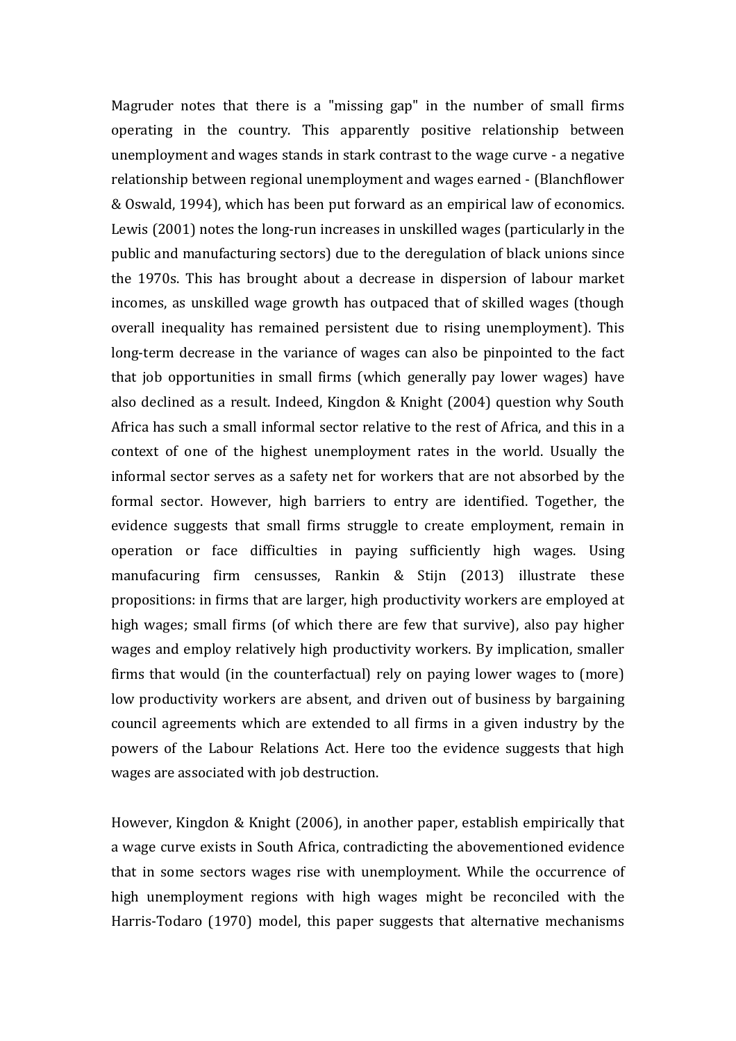Magruder notes that there is a "missing gap" in the number of small firms operating in the country. This apparently positive relationship between unemployment and wages stands in stark contrast to the wage curve - a negative relationship between regional unemployment and wages earned - (Blanchflower & Oswald, 1994), which has been put forward as an empirical law of economics. Lewis (2001) notes the long-run increases in unskilled wages (particularly in the public and manufacturing sectors) due to the deregulation of black unions since the 1970s. This has brought about a decrease in dispersion of labour market incomes, as unskilled wage growth has outpaced that of skilled wages (though overall inequality has remained persistent due to rising unemployment). This long-term decrease in the variance of wages can also be pinpointed to the fact that job opportunities in small firms (which generally pay lower wages) have also declined as a result. Indeed, Kingdon & Knight (2004) question why South Africa has such a small informal sector relative to the rest of Africa, and this in a context of one of the highest unemployment rates in the world. Usually the informal sector serves as a safety net for workers that are not absorbed by the formal sector. However, high barriers to entry are identified. Together, the evidence suggests that small firms struggle to create employment, remain in operation or face difficulties in paying sufficiently high wages. Using manufacuring firm censusses, Rankin & Stijn (2013) illustrate these propositions: in firms that are larger, high productivity workers are employed at high wages; small firms (of which there are few that survive), also pay higher wages and employ relatively high productivity workers. By implication, smaller firms that would (in the counterfactual) rely on paying lower wages to (more) low productivity workers are absent, and driven out of business by bargaining council agreements which are extended to all firms in a given industry by the powers of the Labour Relations Act. Here too the evidence suggests that high wages are associated with job destruction.

However, Kingdon & Knight (2006), in another paper, establish empirically that a wage curve exists in South Africa, contradicting the abovementioned evidence that in some sectors wages rise with unemployment. While the occurrence of high unemployment regions with high wages might be reconciled with the Harris-Todaro (1970) model, this paper suggests that alternative mechanisms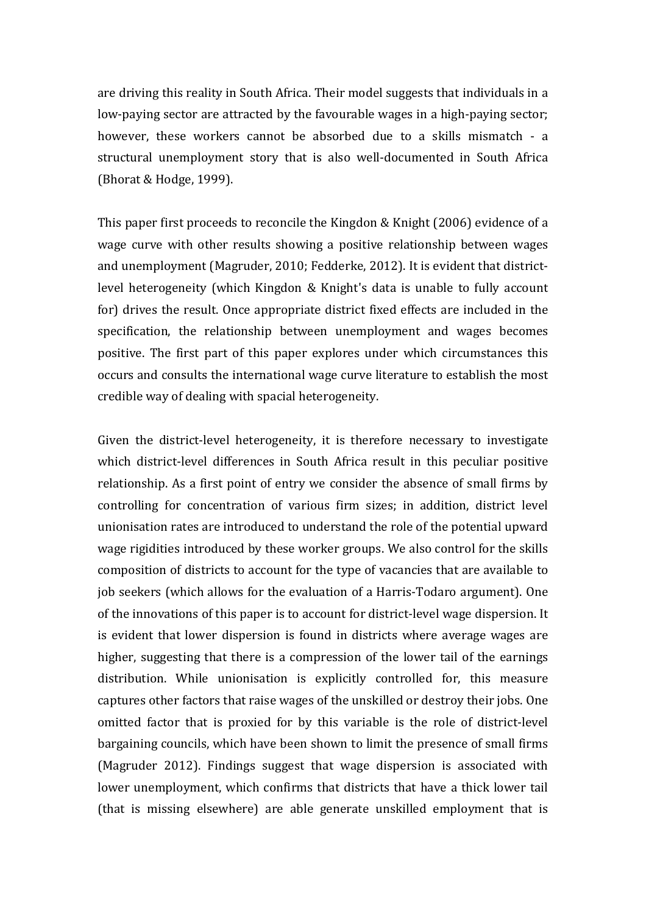are driving this reality in South Africa. Their model suggests that individuals in a low-paying sector are attracted by the favourable wages in a high-paying sector; however, these workers cannot be absorbed due to a skills mismatch - a structural unemployment story that is also well-documented in South Africa (Bhorat & Hodge, 1999).

This paper first proceeds to reconcile the Kingdon & Knight (2006) evidence of a wage curve with other results showing a positive relationship between wages and unemployment (Magruder, 2010; Fedderke, 2012). It is evident that district-level heterogeneity (which Kingdon & Knight's data is unable to fully account for) drives the result. Once appropriate district fixed effects are included in the specification, the relationship between unemployment and wages becomes positive. The first part of this paper explores under which circumstances this occurs and consults the international wage curve literature to establish the most credible way of dealing with spacial heterogeneity.

Given the district-level heterogeneity, it is therefore necessary to investigate which district-level differences in South Africa result in this peculiar positive relationship. As a first point of entry we consider the absence of small firms by controlling for concentration of various firm sizes; in addition, district level unionisation rates are introduced to understand the role of the potential upward wage rigidities introduced by these worker groups. We also control for the skills composition of districts to account for the type of vacancies that are available to job seekers (which allows for the evaluation of a Harris-Todaro argument). One of the innovations of this paper is to account for district-level wage dispersion. It is evident that lower dispersion is found in districts where average wages are higher, suggesting that there is a compression of the lower tail of the earnings distribution. While unionisation is explicitly controlled for, this measure captures other factors that raise wages of the unskilled or destroy their jobs. One omitted factor that is proxied for by this variable is the role of district-level bargaining councils, which have been shown to limit the presence of small firms (Magruder 2012). Findings suggest that wage dispersion is associated with lower unemployment, which confirms that districts that have a thick lower tail (that is missing elsewhere) are able generate unskilled employment that is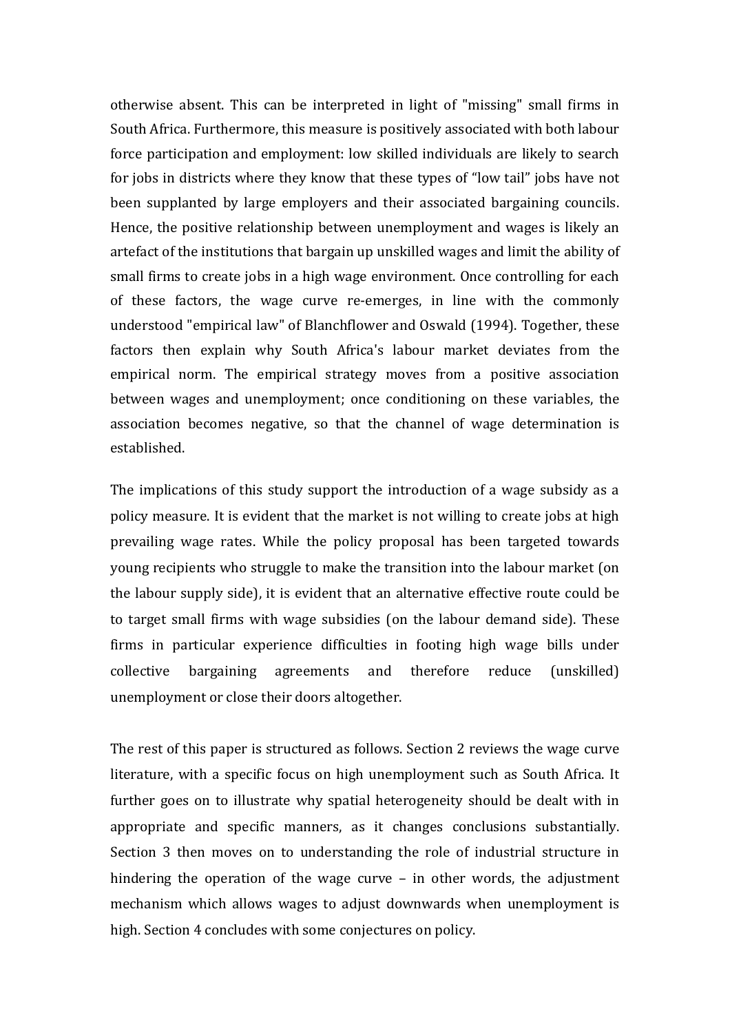otherwise absent. This can be interpreted in light of "missing" small firms in South Africa. Furthermore, this measure is positively associated with both labour force participation and employment: low skilled individuals are likely to search for jobs in districts where they know that these types of "low tail" jobs have not been supplanted by large employers and their associated bargaining councils. Hence, the positive relationship between unemployment and wages is likely an artefact of the institutions that bargain up unskilled wages and limit the ability of small firms to create jobs in a high wage environment. Once controlling for each of these factors, the wage curve re-emerges, in line with the commonly understood "empirical law" of Blanchflower and Oswald (1994). Together, these factors then explain why South Africa's labour market deviates from the empirical norm. The empirical strategy moves from a positive association between wages and unemployment; once conditioning on these variables, the association becomes negative, so that the channel of wage determination is established.

The implications of this study support the introduction of a wage subsidy as a policy measure. It is evident that the market is not willing to create jobs at high prevailing wage rates. While the policy proposal has been targeted towards young recipients who struggle to make the transition into the labour market (on the labour supply side), it is evident that an alternative effective route could be to target small firms with wage subsidies (on the labour demand side). These firms in particular experience difficulties in footing high wage bills under collective bargaining agreements and therefore reduce (unskilled) unemployment or close their doors altogether.

The rest of this paper is structured as follows. Section 2 reviews the wage curve literature, with a specific focus on high unemployment such as South Africa. It further goes on to illustrate why spatial heterogeneity should be dealt with in appropriate and specific manners, as it changes conclusions substantially. Section 3 then moves on to understanding the role of industrial structure in hindering the operation of the wage curve – in other words, the adjustment mechanism which allows wages to adjust downwards when unemployment is high. Section 4 concludes with some conjectures on policy.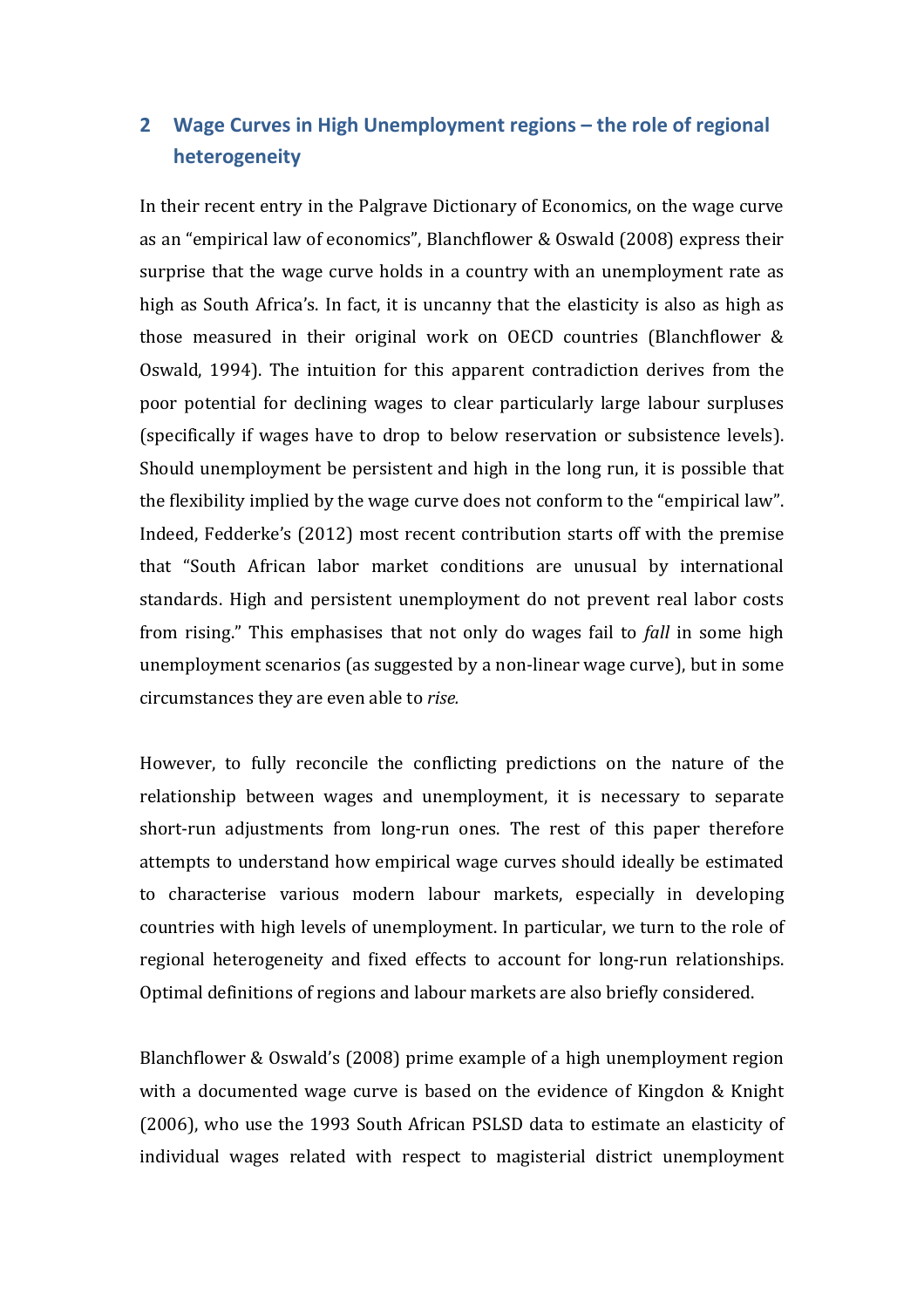## 2 Wage Curves in High Unemployment regions – the role of regional heterogeneity

In their recent entry in the Palgrave Dictionary of Economics, on the wage curve as an "empirical law of economics", Blanchflower & Oswald (2008) express their surprise that the wage curve holds in a country with an unemployment rate as high as South Africa's. In fact, it is uncanny that the elasticity is also as high as those measured in their original work on OECD countries (Blanchflower & Oswald, 1994). The intuition for this apparent contradiction derives from the poor potential for declining wages to clear particularly large labour surpluses (specifically if wages have to drop to below reservation or subsistence levels). Should unemployment be persistent and high in the long run, it is possible that the flexibility implied by the wage curve does not conform to the "empirical law". Indeed, Fedderke's (2012) most recent contribution starts off with the premise that "South African labor market conditions are unusual by international standards. High and persistent unemployment do not prevent real labor costs from rising." This emphasises that not only do wages fail to *fall* in some high unemployment scenarios (as suggested by a non-linear wage curve), but in some circumstances they are even able to *rise.*

However, to fully reconcile the conflicting predictions on the nature of the relationship between wages and unemployment, it is necessary to separate short-run adjustments from long-run ones. The rest of this paper therefore attempts to understand how empirical wage curves should ideally be estimated to characterise various modern labour markets, especially in developing countries with high levels of unemployment. In particular, we turn to the role of regional heterogeneity and fixed effects to account for long-run relationships. Optimal definitions of regions and labour markets are also briefly considered.

Blanchflower & Oswald's (2008) prime example of a high unemployment region with a documented wage curve is based on the evidence of Kingdon & Knight (2006), who use the 1993 South African PSLSD data to estimate an elasticity of individual wages related with respect to magisterial district unemployment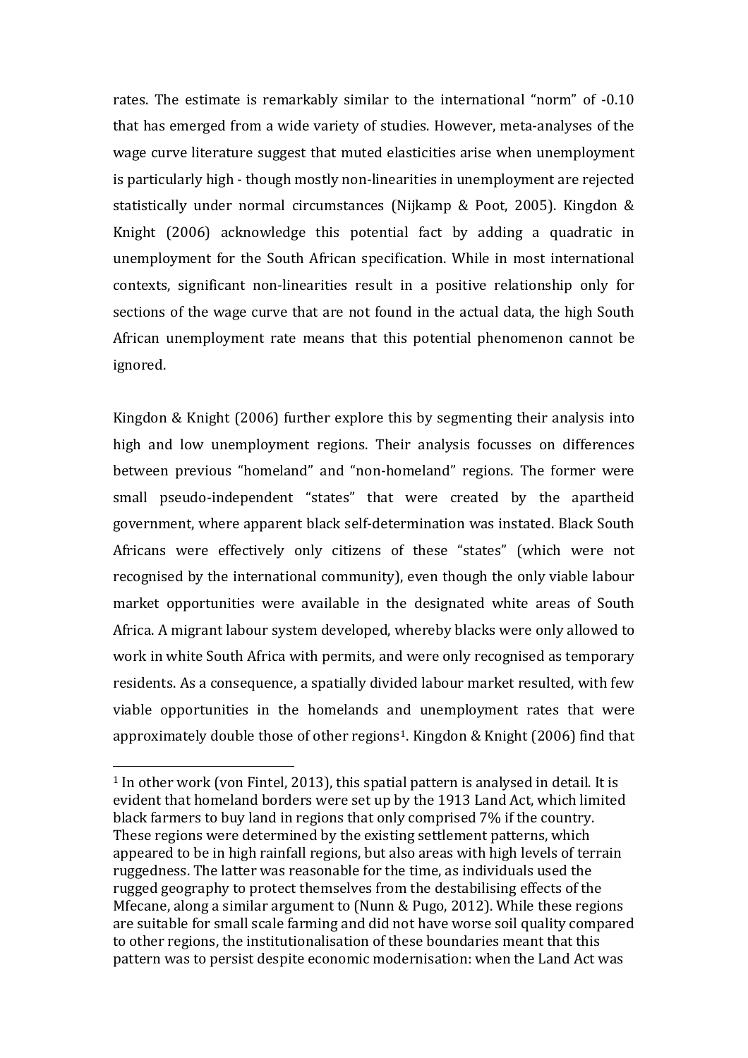rates. The estimate is remarkably similar to the international "norm" of -0.10 that has emerged from a wide variety of studies. However, meta-analyses of the wage curve literature suggest that muted elasticities arise when unemployment is particularly high - though mostly non-linearities in unemployment are rejected statistically under normal circumstances (Nijkamp & Poot, 2005). Kingdon & Knight (2006) acknowledge this potential fact by adding a quadratic in unemployment for the South African specification. While in most international contexts, significant non-linearities result in a positive relationship only for sections of the wage curve that are not found in the actual data, the high South African unemployment rate means that this potential phenomenon cannot be ignored.

Kingdon & Knight (2006) further explore this by segmenting their analysis into high and low unemployment regions. Their analysis focusses on differences between previous "homeland" and "non-homeland" regions. The former were small pseudo-independent "states" that were created by the apartheid government, where apparent black self-determination was instated. Black South Africans were effectively only citizens of these "states" (which were not recognised by the international community), even though the only viable labour market opportunities were available in the designated white areas of South Africa. A migrant labour system developed, whereby blacks were only allowed to work in white South Africa with permits, and were only recognised as temporary residents. As a consequence, a spatially divided labour market resulted, with few viable opportunities in the homelands and unemployment rates that were approximately double those of other regions[1]. Kingdon & Knight (2006) find that

[1] In other work (von Fintel, 2013), this spatial pattern is analysed in detail. It is evident that homeland borders were set up by the 1913 Land Act, which limited black farmers to buy land in regions that only comprised 7% if the country. These regions were determined by the existing settlement patterns, which appeared to be in high rainfall regions, but also areas with high levels of terrain ruggedness. The latter was reasonable for the time, as individuals used the rugged geography to protect themselves from the destabilising effects of the Mfecane, along a similar argument to (Nunn & Pugo, 2012). While these regions are suitable for small scale farming and did not have worse soil quality compared to other regions, the institutionalisation of these boundaries meant that this pattern was to persist despite economic modernisation: when the Land Act was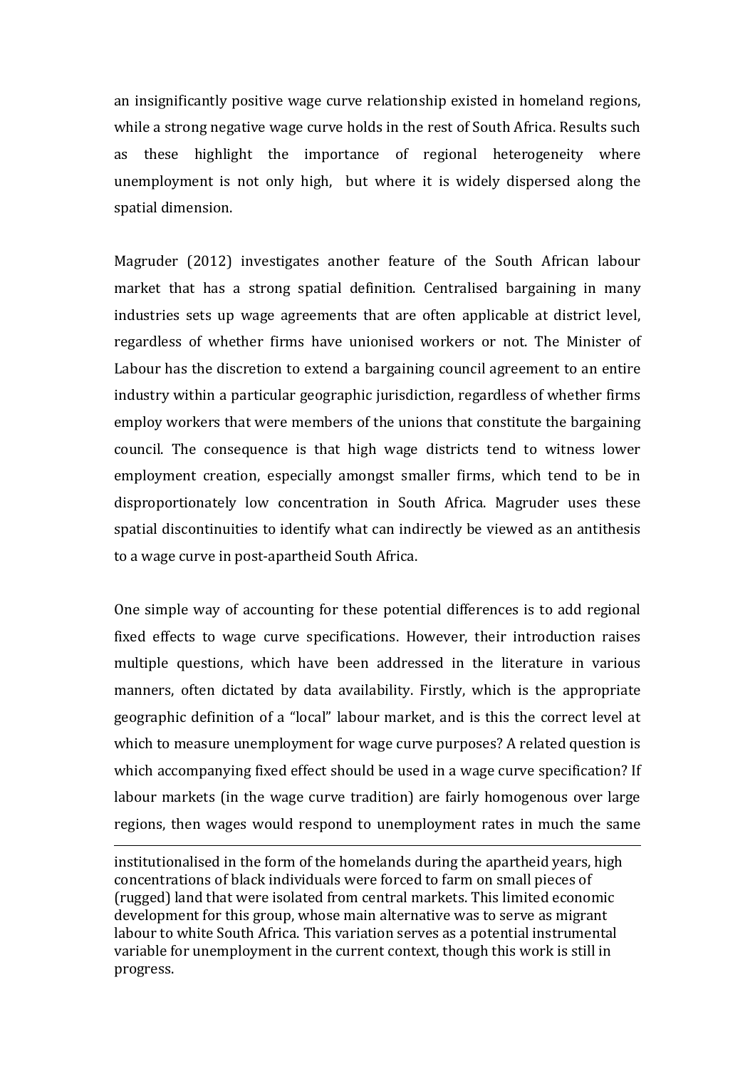an insignificantly positive wage curve relationship existed in homeland regions, while a strong negative wage curve holds in the rest of South Africa. Results such as these highlight the importance of regional heterogeneity where unemployment is not only high, but where it is widely dispersed along the spatial dimension.

Magruder (2012) investigates another feature of the South African labour market that has a strong spatial definition. Centralised bargaining in many industries sets up wage agreements that are often applicable at district level, regardless of whether firms have unionised workers or not. The Minister of Labour has the discretion to extend a bargaining council agreement to an entire industry within a particular geographic jurisdiction, regardless of whether firms employ workers that were members of the unions that constitute the bargaining council. The consequence is that high wage districts tend to witness lower employment creation, especially amongst smaller firms, which tend to be in disproportionately low concentration in South Africa. Magruder uses these spatial discontinuities to identify what can indirectly be viewed as an antithesis to a wage curve in post-apartheid South Africa.

One simple way of accounting for these potential differences is to add regional fixed effects to wage curve specifications. However, their introduction raises multiple questions, which have been addressed in the literature in various manners, often dictated by data availability. Firstly, which is the appropriate geographic definition of a "local" labour market, and is this the correct level at which to measure unemployment for wage curve purposes? A related question is which accompanying fixed effect should be used in a wage curve specification? If labour markets (in the wage curve tradition) are fairly homogenous over large regions, then wages would respond to unemployment rates in much the same

---

institutionalised in the form of the homelands during the apartheid years, high concentrations of black individuals were forced to farm on small pieces of (rugged) land that were isolated from central markets. This limited economic development for this group, whose main alternative was to serve as migrant labour to white South Africa. This variation serves as a potential instrumental variable for unemployment in the current context, though this work is still in progress.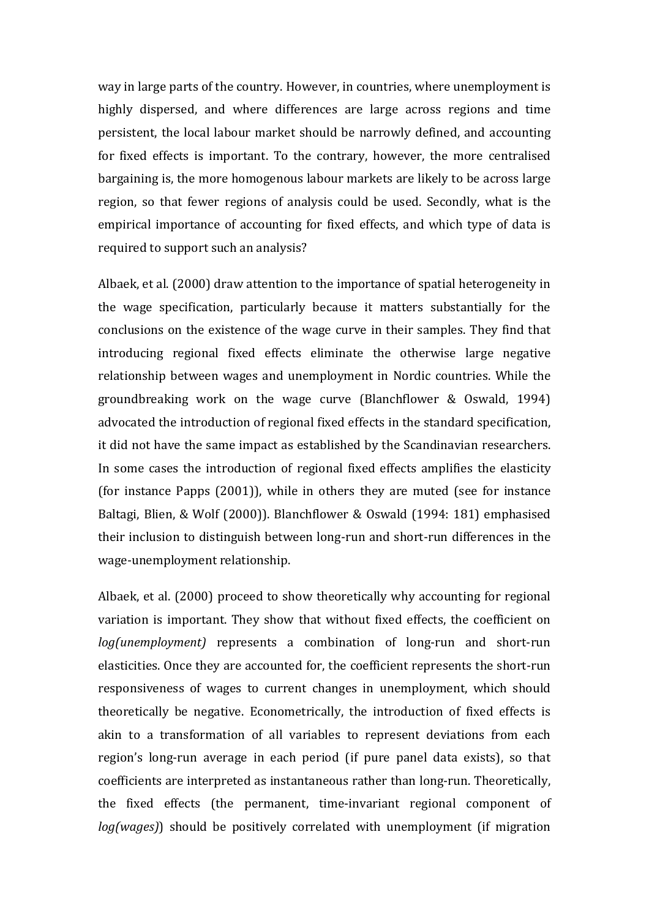way in large parts of the country. However, in countries, where unemployment is highly dispersed, and where differences are large across regions and time persistent, the local labour market should be narrowly defined, and accounting for fixed effects is important. To the contrary, however, the more centralised bargaining is, the more homogenous labour markets are likely to be across large region, so that fewer regions of analysis could be used. Secondly, what is the empirical importance of accounting for fixed effects, and which type of data is required to support such an analysis?

Albaek, et al. (2000) draw attention to the importance of spatial heterogeneity in the wage specification, particularly because it matters substantially for the conclusions on the existence of the wage curve in their samples. They find that introducing regional fixed effects eliminate the otherwise large negative relationship between wages and unemployment in Nordic countries. While the groundbreaking work on the wage curve (Blanchflower & Oswald, 1994) advocated the introduction of regional fixed effects in the standard specification, it did not have the same impact as established by the Scandinavian researchers. In some cases the introduction of regional fixed effects amplifies the elasticity (for instance Papps (2001)), while in others they are muted (see for instance Baltagi, Blien, & Wolf (2000)). Blanchflower & Oswald (1994: 181) emphasised their inclusion to distinguish between long-run and short-run differences in the wage-unemployment relationship.

Albaek, et al. (2000) proceed to show theoretically why accounting for regional variation is important. They show that without fixed effects, the coefficient on *log(unemployment)* represents a combination of long-run and short-run elasticities. Once they are accounted for, the coefficient represents the short-run responsiveness of wages to current changes in unemployment, which should theoretically be negative. Econometrically, the introduction of fixed effects is akin to a transformation of all variables to represent deviations from each region's long-run average in each period (if pure panel data exists), so that coefficients are interpreted as instantaneous rather than long-run. Theoretically, the fixed effects (the permanent, time-invariant regional component of *log(wages)*) should be positively correlated with unemployment (if migration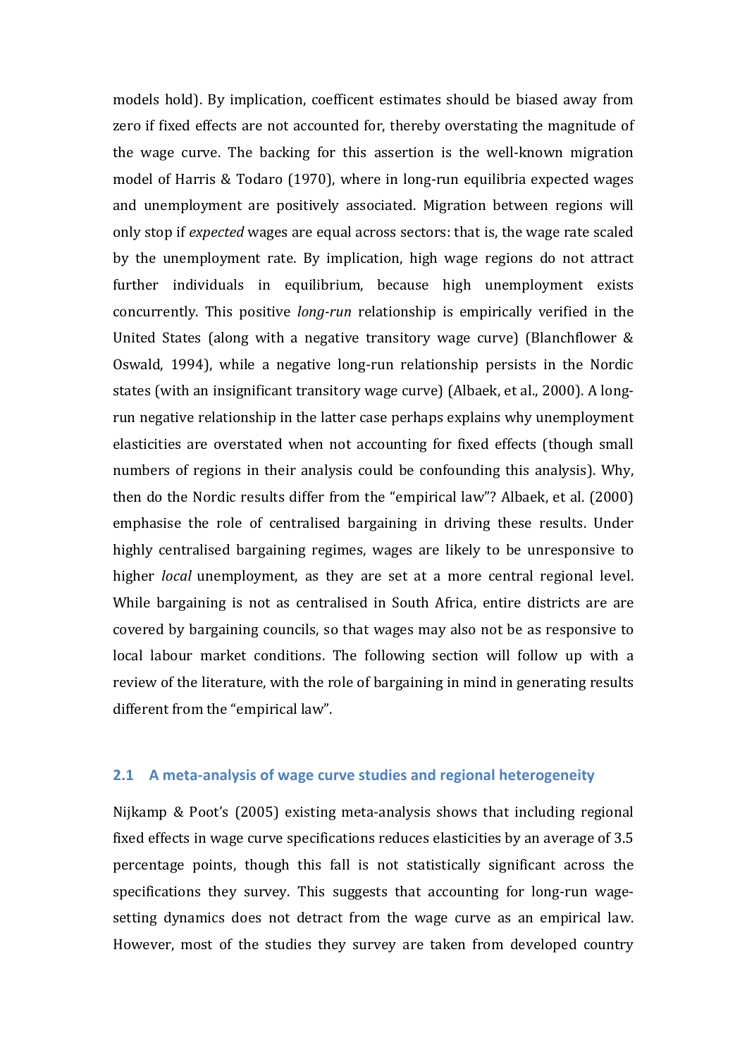models hold). By implication, coefficent estimates should be biased away from zero if fixed effects are not accounted for, thereby overstating the magnitude of the wage curve. The backing for this assertion is the well-known migration model of Harris & Todaro (1970), where in long-run equilibria expected wages and unemployment are positively associated. Migration between regions will only stop if *expected* wages are equal across sectors: that is, the wage rate scaled by the unemployment rate. By implication, high wage regions do not attract further individuals in equilibrium, because high unemployment exists concurrently. This positive *long-run* relationship is empirically verified in the United States (along with a negative transitory wage curve) (Blanchflower & Oswald, 1994), while a negative long-run relationship persists in the Nordic states (with an insignificant transitory wage curve) (Albaek, et al., 2000). A long-run negative relationship in the latter case perhaps explains why unemployment elasticities are overstated when not accounting for fixed effects (though small numbers of regions in their analysis could be confounding this analysis). Why, then do the Nordic results differ from the "empirical law"? Albaek, et al. (2000) emphasise the role of centralised bargaining in driving these results. Under highly centralised bargaining regimes, wages are likely to be unresponsive to higher *local* unemployment, as they are set at a more central regional level. While bargaining is not as centralised in South Africa, entire districts are are covered by bargaining councils, so that wages may also not be as responsive to local labour market conditions. The following section will follow up with a review of the literature, with the role of bargaining in mind in generating results different from the "empirical law".

## 2.1 A meta-analysis of wage curve studies and regional heterogeneity

Nijkamp & Poot's (2005) existing meta-analysis shows that including regional fixed effects in wage curve specifications reduces elasticities by an average of 3.5 percentage points, though this fall is not statistically significant across the specifications they survey. This suggests that accounting for long-run wage-setting dynamics does not detract from the wage curve as an empirical law. However, most of the studies they survey are taken from developed country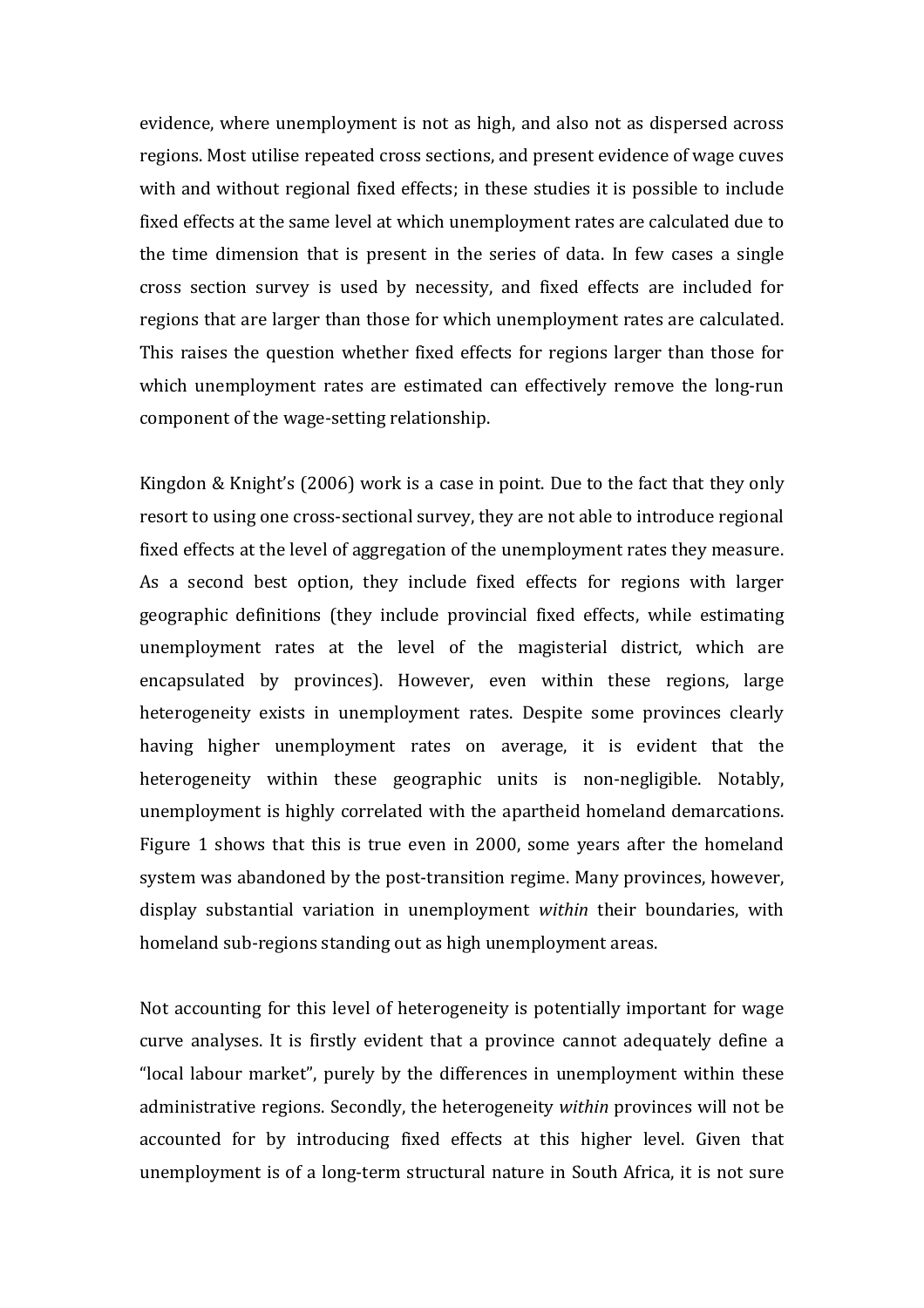evidence, where unemployment is not as high, and also not as dispersed across regions. Most utilise repeated cross sections, and present evidence of wage cuves with and without regional fixed effects; in these studies it is possible to include fixed effects at the same level at which unemployment rates are calculated due to the time dimension that is present in the series of data. In few cases a single cross section survey is used by necessity, and fixed effects are included for regions that are larger than those for which unemployment rates are calculated. This raises the question whether fixed effects for regions larger than those for which unemployment rates are estimated can effectively remove the long-run component of the wage-setting relationship.

Kingdon & Knight's (2006) work is a case in point. Due to the fact that they only resort to using one cross-sectional survey, they are not able to introduce regional fixed effects at the level of aggregation of the unemployment rates they measure. As a second best option, they include fixed effects for regions with larger geographic definitions (they include provincial fixed effects, while estimating unemployment rates at the level of the magisterial district, which are encapsulated by provinces). However, even within these regions, large heterogeneity exists in unemployment rates. Despite some provinces clearly having higher unemployment rates on average, it is evident that the heterogeneity within these geographic units is non-negligible. Notably, unemployment is highly correlated with the apartheid homeland demarcations. Figure 1 shows that this is true even in 2000, some years after the homeland system was abandoned by the post-transition regime. Many provinces, however, display substantial variation in unemployment *within* their boundaries, with homeland sub-regions standing out as high unemployment areas.

Not accounting for this level of heterogeneity is potentially important for wage curve analyses. It is firstly evident that a province cannot adequately define a "local labour market", purely by the differences in unemployment within these administrative regions. Secondly, the heterogeneity *within* provinces will not be accounted for by introducing fixed effects at this higher level. Given that unemployment is of a long-term structural nature in South Africa, it is not sure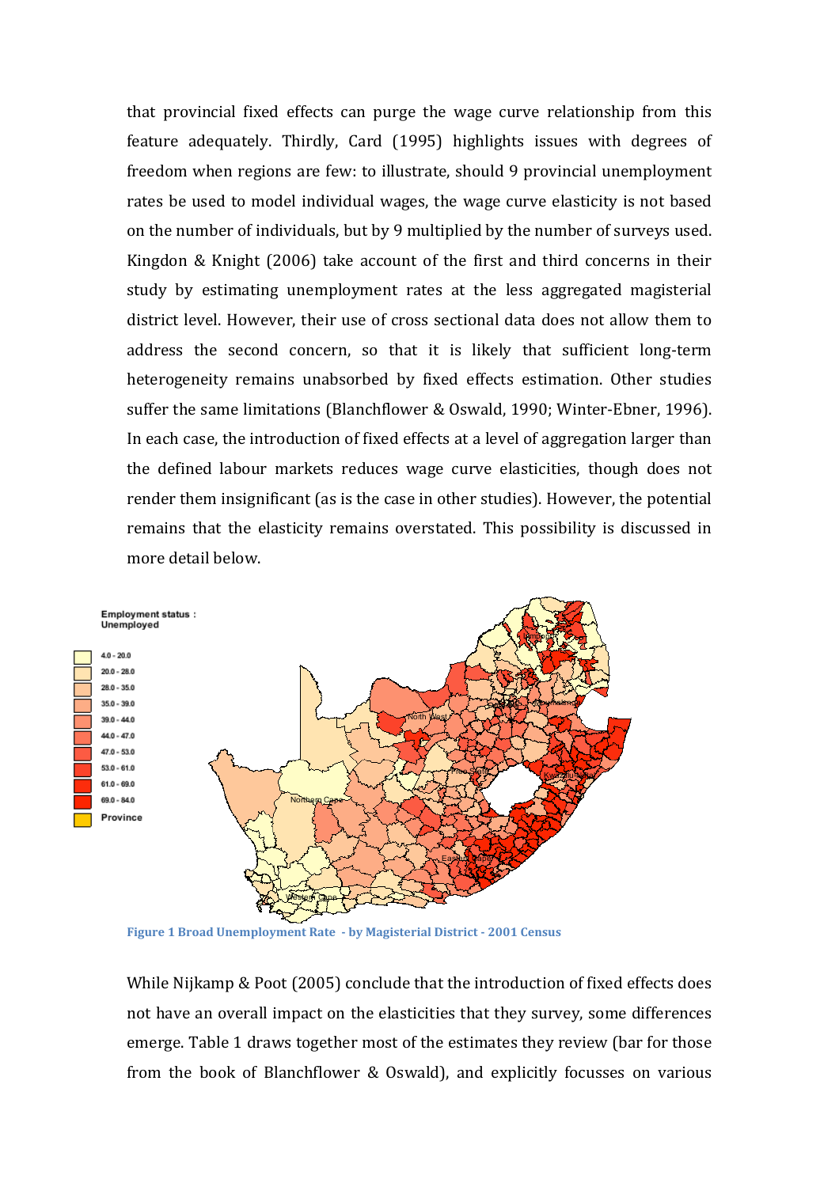that provincial fixed effects can purge the wage curve relationship from this feature adequately. Thirdly, Card (1995) highlights issues with degrees of freedom when regions are few: to illustrate, should 9 provincial unemployment rates be used to model individual wages, the wage curve elasticity is not based on the number of individuals, but by 9 multiplied by the number of surveys used. Kingdon & Knight (2006) take account of the first and third concerns in their study by estimating unemployment rates at the less aggregated magisterial district level. However, their use of cross sectional data does not allow them to address the second concern, so that it is likely that sufficient long-term heterogeneity remains unabsorbed by fixed effects estimation. Other studies suffer the same limitations (Blanchflower & Oswald, 1990; Winter-Ebner, 1996). In each case, the introduction of fixed effects at a level of aggregation larger than the defined labour markets reduces wage curve elasticities, though does not render them insignificant (as is the case in other studies). However, the potential remains that the elasticity remains overstated. This possibility is discussed in more detail below.

**Figure 1 Broad Unemployment Rate - by Magisterial District - 2001 Census**

While Nijkamp & Poot (2005) conclude that the introduction of fixed effects does not have an overall impact on the elasticities that they survey, some differences emerge. Table 1 draws together most of the estimates they review (bar for those from the book of Blanchflower & Oswald), and explicitly focusses on various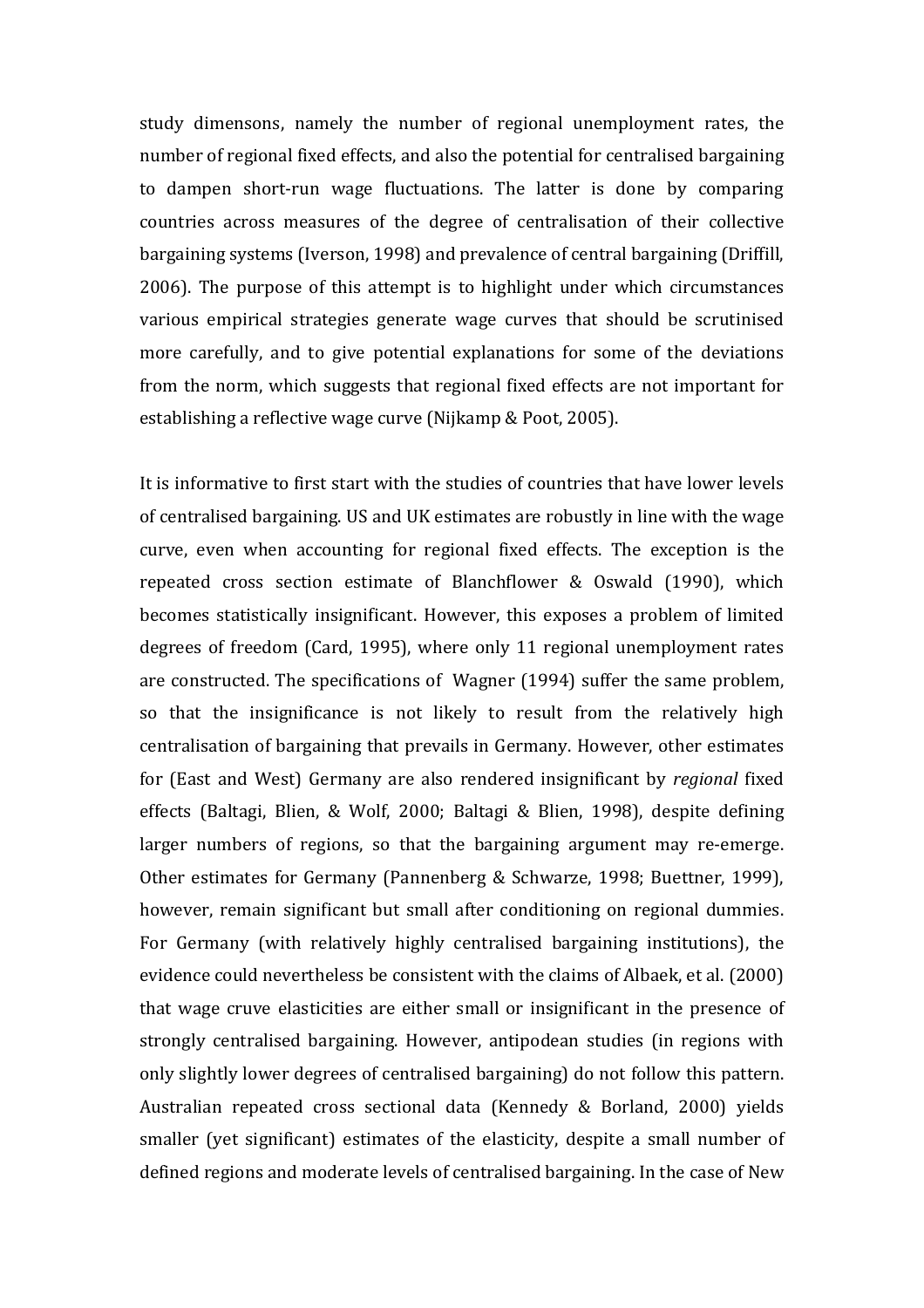study dimensons, namely the number of regional unemployment rates, the number of regional fixed effects, and also the potential for centralised bargaining to dampen short-run wage fluctuations. The latter is done by comparing countries across measures of the degree of centralisation of their collective bargaining systems (Iverson, 1998) and prevalence of central bargaining (Driffill, 2006). The purpose of this attempt is to highlight under which circumstances various empirical strategies generate wage curves that should be scrutinised more carefully, and to give potential explanations for some of the deviations from the norm, which suggests that regional fixed effects are not important for establishing a reflective wage curve (Nijkamp & Poot, 2005).

It is informative to first start with the studies of countries that have lower levels of centralised bargaining. US and UK estimates are robustly in line with the wage curve, even when accounting for regional fixed effects. The exception is the repeated cross section estimate of Blanchflower & Oswald (1990), which becomes statistically insignificant. However, this exposes a problem of limited degrees of freedom (Card, 1995), where only 11 regional unemployment rates are constructed. The specifications of Wagner (1994) suffer the same problem, so that the insignificance is not likely to result from the relatively high centralisation of bargaining that prevails in Germany. However, other estimates for (East and West) Germany are also rendered insignificant by *regional* fixed effects (Baltagi, Blien, & Wolf, 2000; Baltagi & Blien, 1998), despite defining larger numbers of regions, so that the bargaining argument may re-emerge. Other estimates for Germany (Pannenberg & Schwarze, 1998; Buettner, 1999), however, remain significant but small after conditioning on regional dummies. For Germany (with relatively highly centralised bargaining institutions), the evidence could nevertheless be consistent with the claims of Albaek, et al. (2000) that wage cruve elasticities are either small or insignificant in the presence of strongly centralised bargaining. However, antipodean studies (in regions with only slightly lower degrees of centralised bargaining) do not follow this pattern. Australian repeated cross sectional data (Kennedy & Borland, 2000) yields smaller (yet significant) estimates of the elasticity, despite a small number of defined regions and moderate levels of centralised bargaining. In the case of New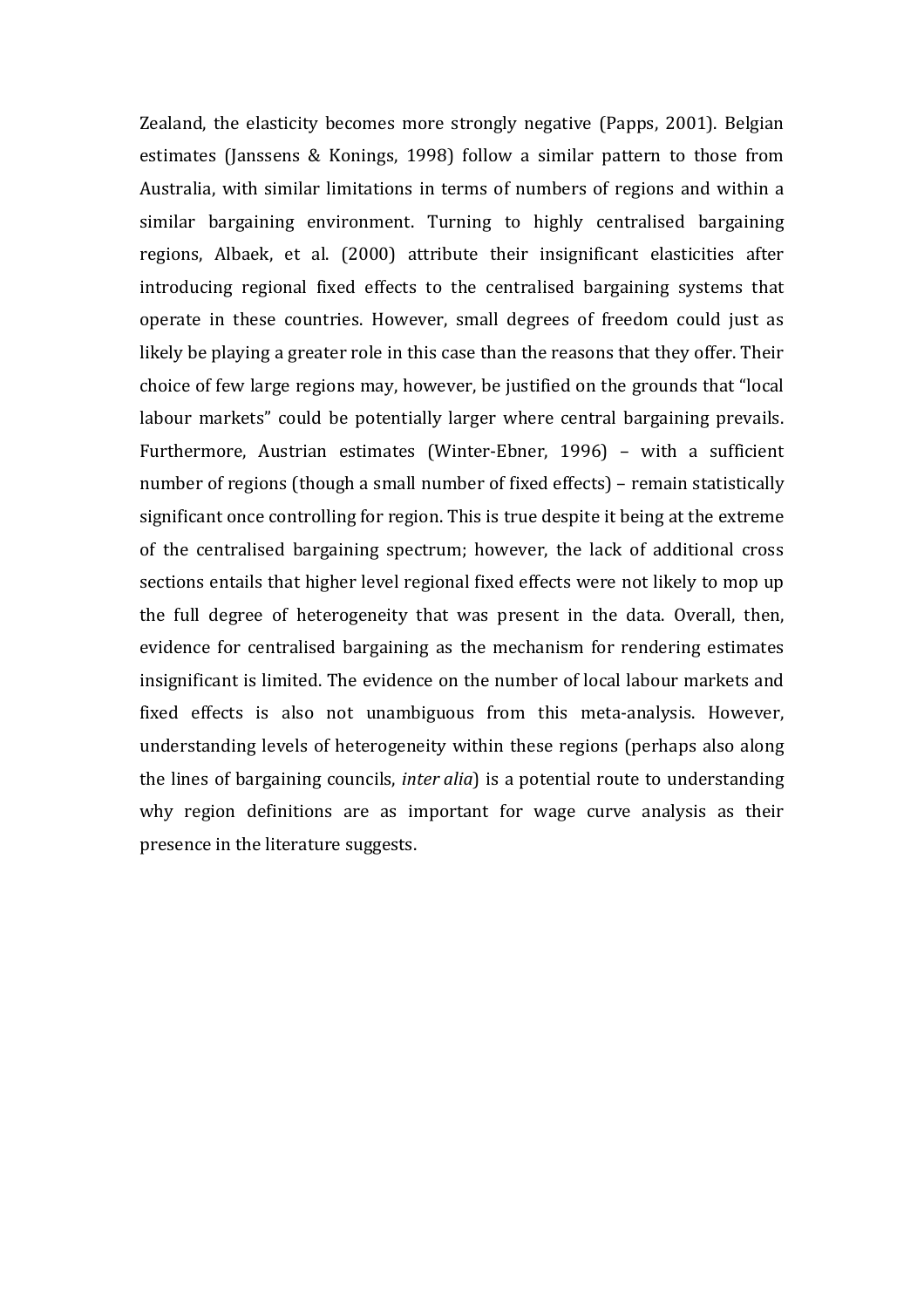Zealand, the elasticity becomes more strongly negative (Papps, 2001). Belgian estimates (Janssens & Konings, 1998) follow a similar pattern to those from Australia, with similar limitations in terms of numbers of regions and within a similar bargaining environment. Turning to highly centralised bargaining regions, Albaek, et al. (2000) attribute their insignificant elasticities after introducing regional fixed effects to the centralised bargaining systems that operate in these countries. However, small degrees of freedom could just as likely be playing a greater role in this case than the reasons that they offer. Their choice of few large regions may, however, be justified on the grounds that "local labour markets" could be potentially larger where central bargaining prevails. Furthermore, Austrian estimates (Winter-Ebner, 1996) – with a sufficient number of regions (though a small number of fixed effects) – remain statistically significant once controlling for region. This is true despite it being at the extreme of the centralised bargaining spectrum; however, the lack of additional cross sections entails that higher level regional fixed effects were not likely to mop up the full degree of heterogeneity that was present in the data. Overall, then, evidence for centralised bargaining as the mechanism for rendering estimates insignificant is limited. The evidence on the number of local labour markets and fixed effects is also not unambiguous from this meta-analysis. However, understanding levels of heterogeneity within these regions (perhaps also along the lines of bargaining councils, *inter alia*) is a potential route to understanding why region definitions are as important for wage curve analysis as their presence in the literature suggests.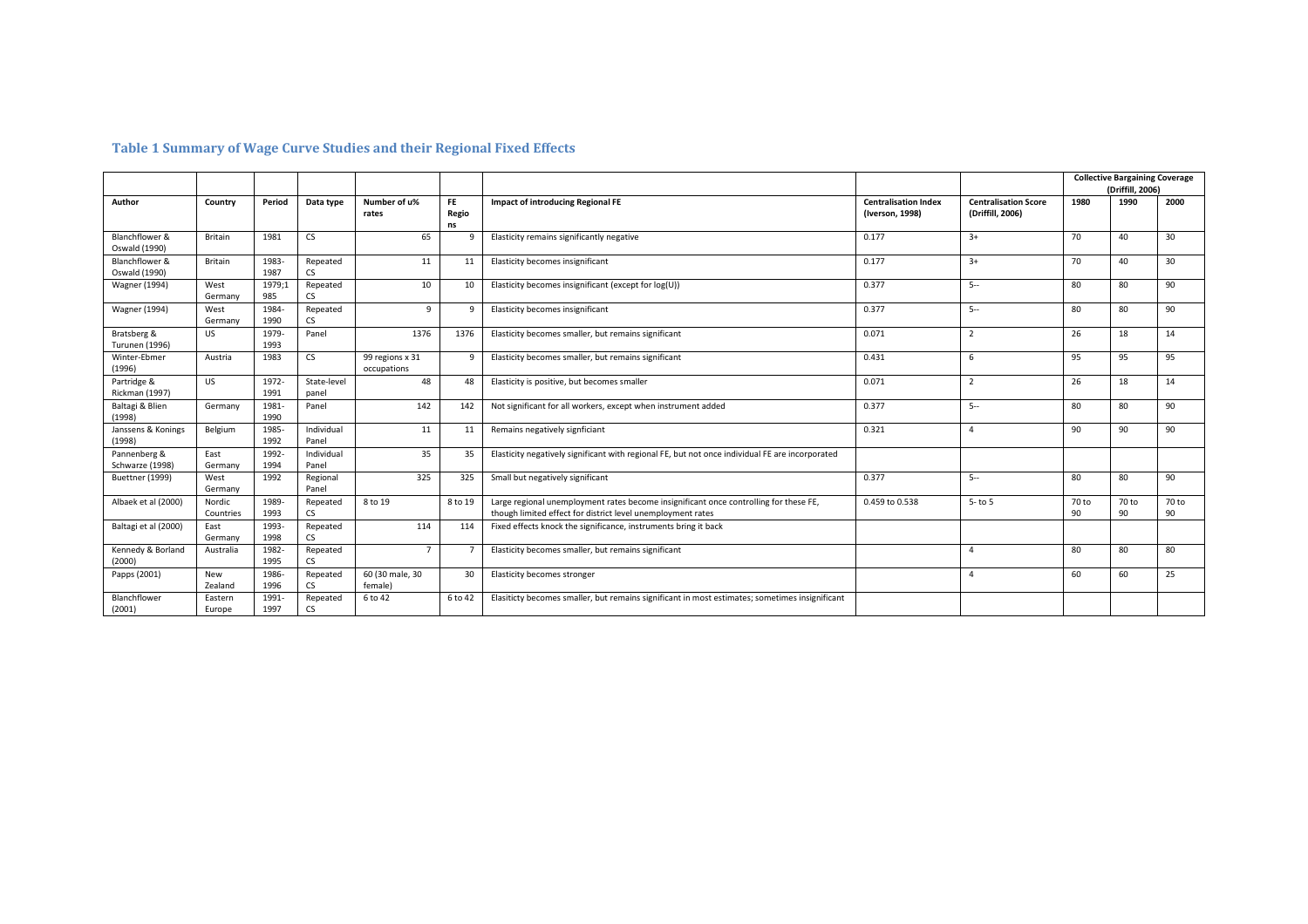## Table 1 Summary of Wage Curve Studies and their Regional Fixed Effects

| | | | | | | | | | Collective Bargaining Coverage (Driffill, 2006) | | |
|---|---|---|---|---|---|---|---|---|---|---|---|
| Author | Country | Period | Data type | Number of u% rates | FE Regions | Impact of introducing Regional FE | Centralisation Index (Iverson, 1998) | Centralisation Score (Driffill, 2006) | 1980 | 1990 | 2000 |
| Blanchflower & Oswald (1990) | Britain | 1981 | CS | 65 | 9 | Elasticity remains significantly negative | 0.177 | 3+ | 70 | 40 | 30 |
| Blanchflower & Oswald (1990) | Britain | 1983-1987 | Repeated CS | 11 | 11 | Elasticity becomes insignificant | 0.177 | 3+ | 70 | 40 | 30 |
| Wagner (1994) | West Germany | 1979;1985 | Repeated CS | 10 | 10 | Elasticity becomes insignificant (except for log(U)) | 0.377 | 5-- | 80 | 80 | 90 |
| Wagner (1994) | West Germany | 1984-1990 | Repeated CS | 9 | 9 | Elasticity becomes insignificant | 0.377 | 5-- | 80 | 80 | 90 |
| Bratsberg & Turunen (1996) | US | 1979-1993 | Panel | 1376 | 1376 | Elasticity becomes smaller, but remains significant | 0.071 | 2 | 26 | 18 | 14 |
| Winter-Ebmer (1996) | Austria | 1983 | CS | 99 regions x 31 occupations | 9 | Elasticity becomes smaller, but remains significant | 0.431 | 6 | 95 | 95 | 95 |
| Partridge & Rickman (1997) | US | 1972-1991 | State-level panel | 48 | 48 | Elasticity is positive, but becomes smaller | 0.071 | 2 | 26 | 18 | 14 |
| Baltagi & Blien (1998) | Germany | 1981-1990 | Panel | 142 | 142 | Not significant for all workers, except when instrument added | 0.377 | 5-- | 80 | 80 | 90 |
| Janssens & Konings (1998) | Belgium | 1985-1992 | Individual Panel | 11 | 11 | Remains negatively signficiant | 0.321 | 4 | 90 | 90 | 90 |
| Pannenberg & Schwarze (1998) | East Germany | 1992-1994 | Individual Panel | 35 | 35 | Elasticity negatively significant with regional FE, but not once individual FE are incorporated | | | | | |
| Buettner (1999) | West Germany | 1992 | Regional Panel | 325 | 325 | Small but negatively significant | 0.377 | 5-- | 80 | 80 | 90 |
| Albaek et al (2000) | Nordic Countries | 1989-1993 | Repeated CS | 8 to 19 | 8 to 19 | Large regional unemployment rates become insignificant once controlling for these FE, though limited effect for district level unemployment rates | 0.459 to 0.538 | 5- to 5 | 70 to 90 | 70 to 90 | 70 to 90 |
| Baltagi et al (2000) | East Germany | 1993-1998 | Repeated CS | 114 | 114 | Fixed effects knock the significance, instruments bring it back | | | | | |
| Kennedy & Borland (2000) | Australia | 1982-1995 | Repeated CS | 7 | 7 | Elasticity becomes smaller, but remains significant | | 4 | 80 | 80 | 80 |
| Papps (2001) | New Zealand | 1986-1996 | Repeated CS | 60 (30 male, 30 female) | 30 | Elasticity becomes stronger | | 4 | 60 | 60 | 25 |
| Blanchflower (2001) | Eastern Europe | 1991-1997 | Repeated CS | 6 to 42 | 6 to 42 | Elasiticty becomes smaller, but remains significant in most estimates; sometimes insignificant | | | | | |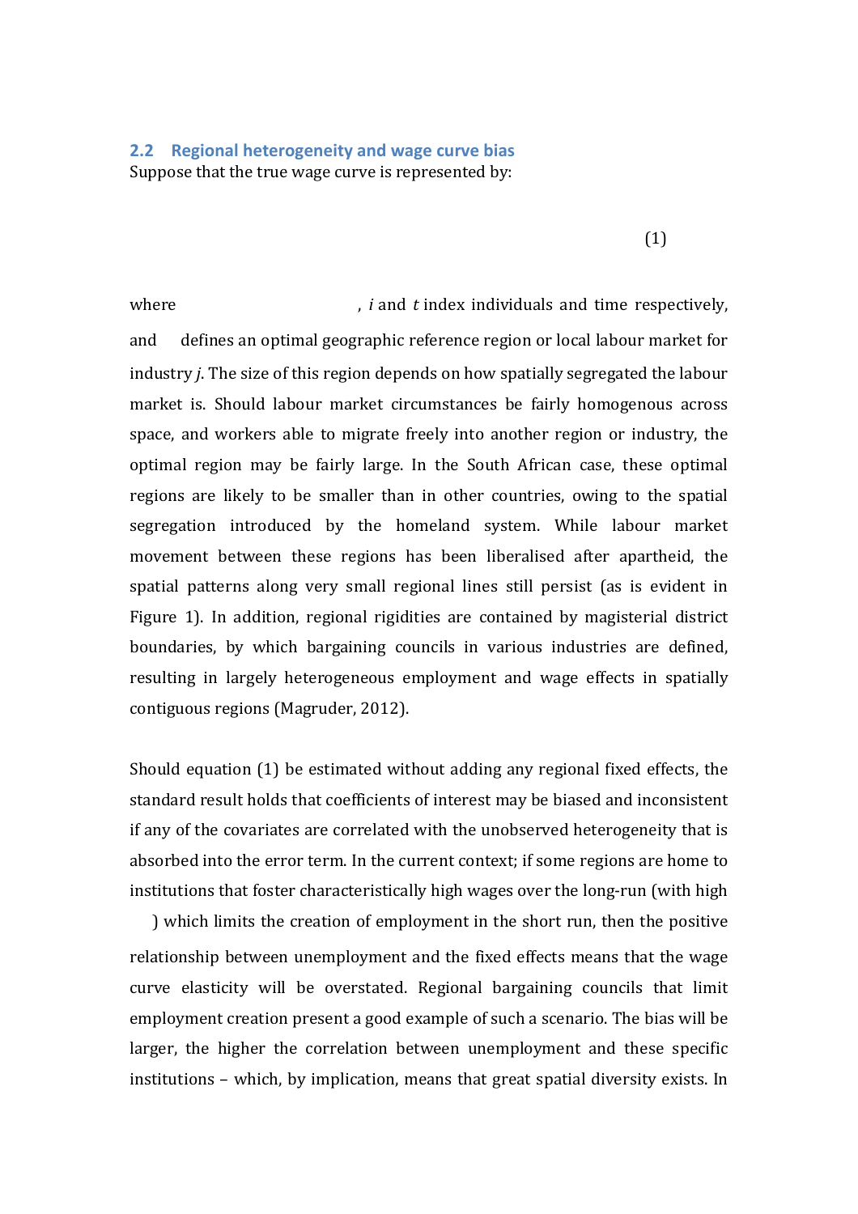## 2.2 Regional heterogeneity and wage curve bias

Suppose that the true wage curve is represented by:

(1)

where , *i* and *t* index individuals and time respectively, and defines an optimal geographic reference region or local labour market for industry *j*. The size of this region depends on how spatially segregated the labour market is. Should labour market circumstances be fairly homogenous across space, and workers able to migrate freely into another region or industry, the optimal region may be fairly large. In the South African case, these optimal regions are likely to be smaller than in other countries, owing to the spatial segregation introduced by the homeland system. While labour market movement between these regions has been liberalised after apartheid, the spatial patterns along very small regional lines still persist (as is evident in Figure 1). In addition, regional rigidities are contained by magisterial district boundaries, by which bargaining councils in various industries are defined, resulting in largely heterogeneous employment and wage effects in spatially contiguous regions (Magruder, 2012).

Should equation (1) be estimated without adding any regional fixed effects, the standard result holds that coefficients of interest may be biased and inconsistent if any of the covariates are correlated with the unobserved heterogeneity that is absorbed into the error term. In the current context; if some regions are home to institutions that foster characteristically high wages over the long-run (with high ) which limits the creation of employment in the short run, then the positive relationship between unemployment and the fixed effects means that the wage curve elasticity will be overstated. Regional bargaining councils that limit employment creation present a good example of such a scenario. The bias will be larger, the higher the correlation between unemployment and these specific institutions – which, by implication, means that great spatial diversity exists. In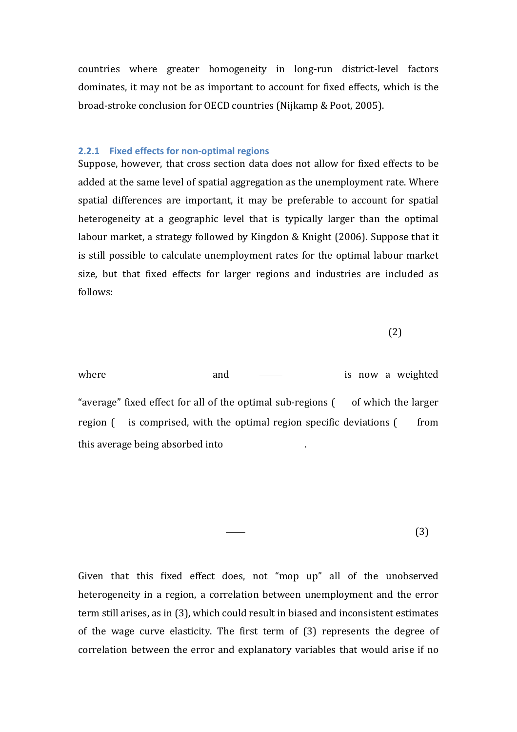countries where greater homogeneity in long-run district-level factors dominates, it may not be as important to account for fixed effects, which is the broad-stroke conclusion for OECD countries (Nijkamp & Poot, 2005).

### 2.2.1 Fixed effects for non-optimal regions

Suppose, however, that cross section data does not allow for fixed effects to be added at the same level of spatial aggregation as the unemployment rate. Where spatial differences are important, it may be preferable to account for spatial heterogeneity at a geographic level that is typically larger than the optimal labour market, a strategy followed by Kingdon & Knight (2006). Suppose that it is still possible to calculate unemployment rates for the optimal labour market size, but that fixed effects for larger regions and industries are included as follows:

(2)

where and is now a weighted "average" fixed effect for all of the optimal sub-regions ( of which the larger region ( is comprised, with the optimal region specific deviations ( from this average being absorbed into .

(3)

Given that this fixed effect does, not "mop up" all of the unobserved heterogeneity in a region, a correlation between unemployment and the error term still arises, as in (3), which could result in biased and inconsistent estimates of the wage curve elasticity. The first term of (3) represents the degree of correlation between the error and explanatory variables that would arise if no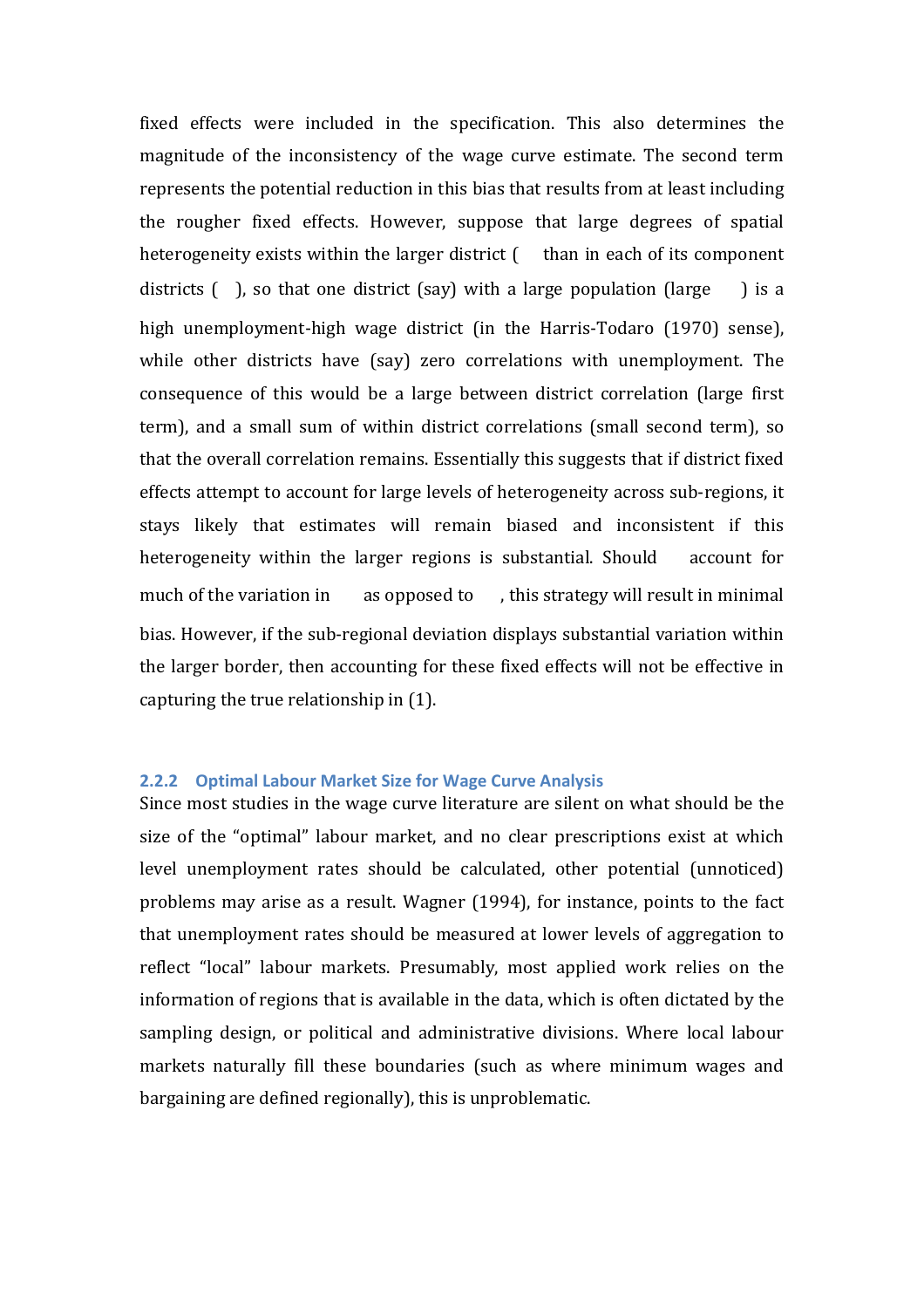fixed effects were included in the specification. This also determines the magnitude of the inconsistency of the wage curve estimate. The second term represents the potential reduction in this bias that results from at least including the rougher fixed effects. However, suppose that large degrees of spatial heterogeneity exists within the larger district (   than in each of its component districts (  ), so that one district (say) with a large population (large    ) is a high unemployment-high wage district (in the Harris-Todaro (1970) sense), while other districts have (say) zero correlations with unemployment. The consequence of this would be a large between district correlation (large first term), and a small sum of within district correlations (small second term), so that the overall correlation remains. Essentially this suggests that if district fixed effects attempt to account for large levels of heterogeneity across sub-regions, it stays likely that estimates will remain biased and inconsistent if this heterogeneity within the larger regions is substantial. Should    account for much of the variation in    as opposed to    , this strategy will result in minimal bias. However, if the sub-regional deviation displays substantial variation within the larger border, then accounting for these fixed effects will not be effective in capturing the true relationship in (1).

### 2.2.2 Optimal Labour Market Size for Wage Curve Analysis

Since most studies in the wage curve literature are silent on what should be the size of the "optimal" labour market, and no clear prescriptions exist at which level unemployment rates should be calculated, other potential (unnoticed) problems may arise as a result. Wagner (1994), for instance, points to the fact that unemployment rates should be measured at lower levels of aggregation to reflect "local" labour markets. Presumably, most applied work relies on the information of regions that is available in the data, which is often dictated by the sampling design, or political and administrative divisions. Where local labour markets naturally fill these boundaries (such as where minimum wages and bargaining are defined regionally), this is unproblematic.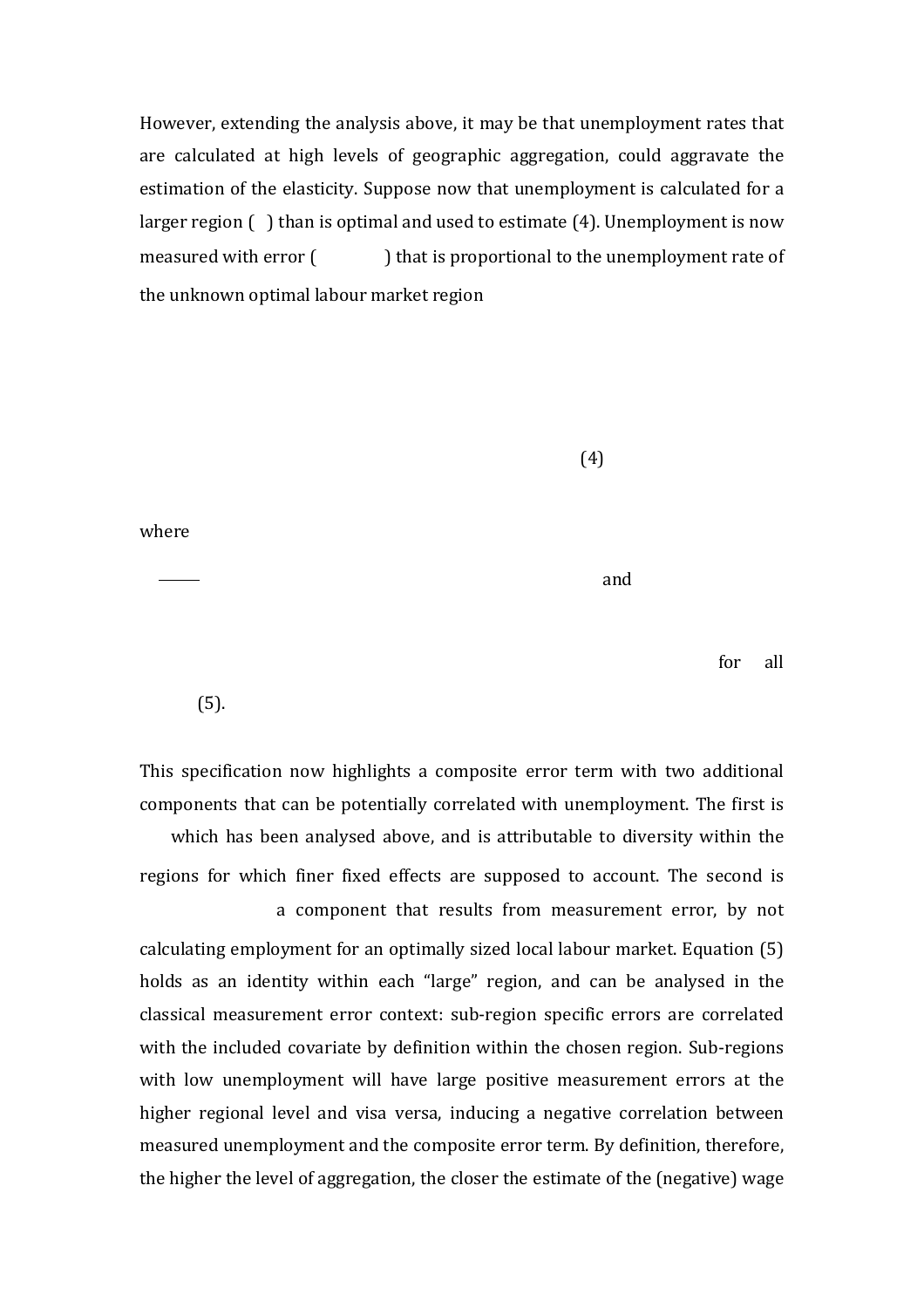However, extending the analysis above, it may be that unemployment rates that are calculated at high levels of geographic aggregation, could aggravate the estimation of the elasticity. Suppose now that unemployment is calculated for a larger region ( ) than is optimal and used to estimate (4). Unemployment is now measured with error ( ) that is proportional to the unemployment rate of the unknown optimal labour market region

(4)

where

and

for all

(5).

This specification now highlights a composite error term with two additional components that can be potentially correlated with unemployment. The first is which has been analysed above, and is attributable to diversity within the regions for which finer fixed effects are supposed to account. The second is a component that results from measurement error, by not calculating employment for an optimally sized local labour market. Equation (5) holds as an identity within each "large" region, and can be analysed in the classical measurement error context: sub-region specific errors are correlated with the included covariate by definition within the chosen region. Sub-regions with low unemployment will have large positive measurement errors at the higher regional level and visa versa, inducing a negative correlation between measured unemployment and the composite error term. By definition, therefore, the higher the level of aggregation, the closer the estimate of the (negative) wage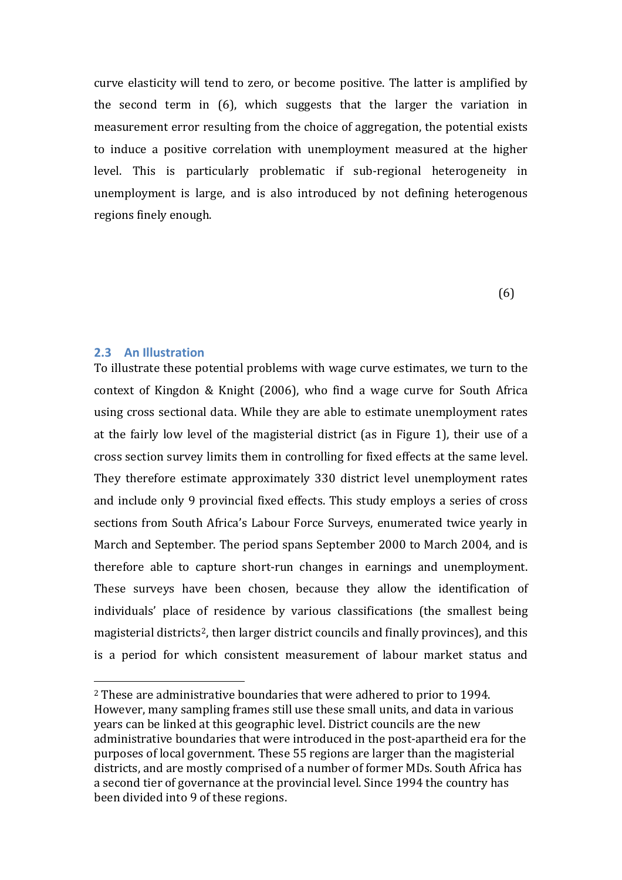curve elasticity will tend to zero, or become positive. The latter is amplified by the second term in (6), which suggests that the larger the variation in measurement error resulting from the choice of aggregation, the potential exists to induce a positive correlation with unemployment measured at the higher level. This is particularly problematic if sub-regional heterogeneity in unemployment is large, and is also introduced by not defining heterogenous regions finely enough.

(6)

### 2.3 An Illustration

To illustrate these potential problems with wage curve estimates, we turn to the context of Kingdon & Knight (2006), who find a wage curve for South Africa using cross sectional data. While they are able to estimate unemployment rates at the fairly low level of the magisterial district (as in Figure 1), their use of a cross section survey limits them in controlling for fixed effects at the same level. They therefore estimate approximately 330 district level unemployment rates and include only 9 provincial fixed effects. This study employs a series of cross sections from South Africa's Labour Force Surveys, enumerated twice yearly in March and September. The period spans September 2000 to March 2004, and is therefore able to capture short-run changes in earnings and unemployment. These surveys have been chosen, because they allow the identification of individuals' place of residence by various classifications (the smallest being magisterial districts[2], then larger district councils and finally provinces), and this is a period for which consistent measurement of labour market status and

[2] These are administrative boundaries that were adhered to prior to 1994. However, many sampling frames still use these small units, and data in various years can be linked at this geographic level. District councils are the new administrative boundaries that were introduced in the post-apartheid era for the purposes of local government. These 55 regions are larger than the magisterial districts, and are mostly comprised of a number of former MDs. South Africa has a second tier of governance at the provincial level. Since 1994 the country has been divided into 9 of these regions.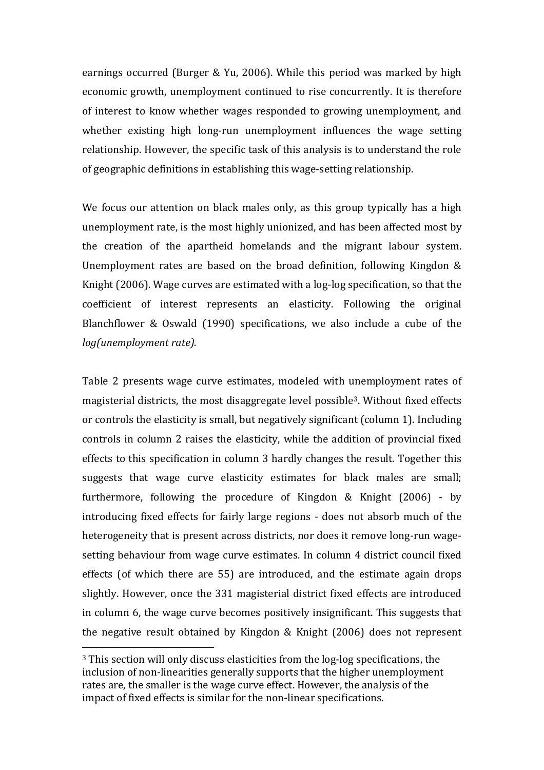earnings occurred (Burger & Yu, 2006). While this period was marked by high economic growth, unemployment continued to rise concurrently. It is therefore of interest to know whether wages responded to growing unemployment, and whether existing high long-run unemployment influences the wage setting relationship. However, the specific task of this analysis is to understand the role of geographic definitions in establishing this wage-setting relationship.

We focus our attention on black males only, as this group typically has a high unemployment rate, is the most highly unionized, and has been affected most by the creation of the apartheid homelands and the migrant labour system. Unemployment rates are based on the broad definition, following Kingdon & Knight (2006). Wage curves are estimated with a log-log specification, so that the coefficient of interest represents an elasticity. Following the original Blanchflower & Oswald (1990) specifications, we also include a cube of the *log(unemployment rate).*

Table 2 presents wage curve estimates, modeled with unemployment rates of magisterial districts, the most disaggregate level possible[3]. Without fixed effects or controls the elasticity is small, but negatively significant (column 1). Including controls in column 2 raises the elasticity, while the addition of provincial fixed effects to this specification in column 3 hardly changes the result. Together this suggests that wage curve elasticity estimates for black males are small; furthermore, following the procedure of Kingdon & Knight (2006) - by introducing fixed effects for fairly large regions - does not absorb much of the heterogeneity that is present across districts, nor does it remove long-run wage-setting behaviour from wage curve estimates. In column 4 district council fixed effects (of which there are 55) are introduced, and the estimate again drops slightly. However, once the 331 magisterial district fixed effects are introduced in column 6, the wage curve becomes positively insignificant. This suggests that the negative result obtained by Kingdon & Knight (2006) does not represent

[3] This section will only discuss elasticities from the log-log specifications, the inclusion of non-linearities generally supports that the higher unemployment rates are, the smaller is the wage curve effect. However, the analysis of the impact of fixed effects is similar for the non-linear specifications.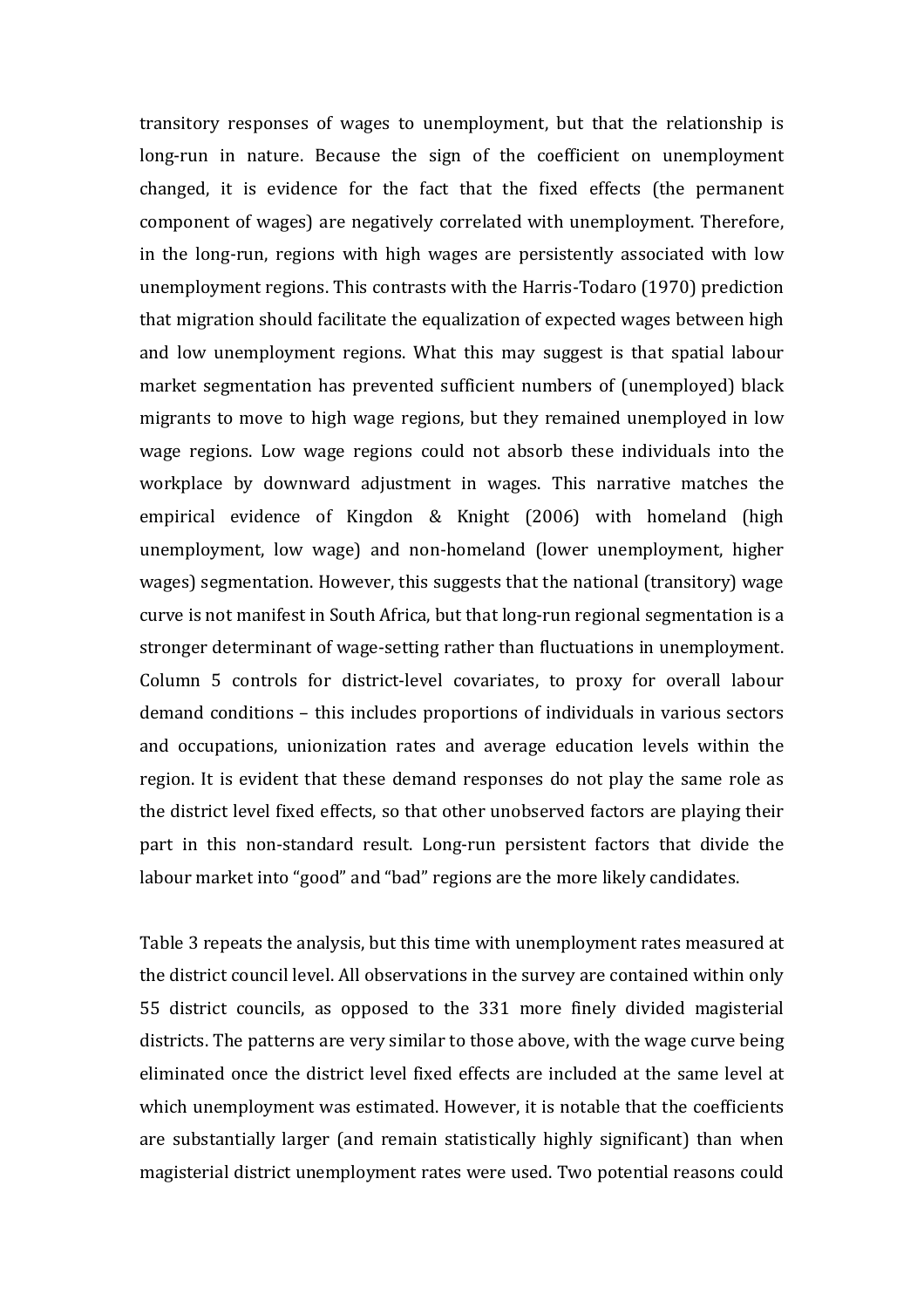transitory responses of wages to unemployment, but that the relationship is long-run in nature. Because the sign of the coefficient on unemployment changed, it is evidence for the fact that the fixed effects (the permanent component of wages) are negatively correlated with unemployment. Therefore, in the long-run, regions with high wages are persistently associated with low unemployment regions. This contrasts with the Harris-Todaro (1970) prediction that migration should facilitate the equalization of expected wages between high and low unemployment regions. What this may suggest is that spatial labour market segmentation has prevented sufficient numbers of (unemployed) black migrants to move to high wage regions, but they remained unemployed in low wage regions. Low wage regions could not absorb these individuals into the workplace by downward adjustment in wages. This narrative matches the empirical evidence of Kingdon & Knight (2006) with homeland (high unemployment, low wage) and non-homeland (lower unemployment, higher wages) segmentation. However, this suggests that the national (transitory) wage curve is not manifest in South Africa, but that long-run regional segmentation is a stronger determinant of wage-setting rather than fluctuations in unemployment. Column 5 controls for district-level covariates, to proxy for overall labour demand conditions – this includes proportions of individuals in various sectors and occupations, unionization rates and average education levels within the region. It is evident that these demand responses do not play the same role as the district level fixed effects, so that other unobserved factors are playing their part in this non-standard result. Long-run persistent factors that divide the labour market into "good" and "bad" regions are the more likely candidates.

Table 3 repeats the analysis, but this time with unemployment rates measured at the district council level. All observations in the survey are contained within only 55 district councils, as opposed to the 331 more finely divided magisterial districts. The patterns are very similar to those above, with the wage curve being eliminated once the district level fixed effects are included at the same level at which unemployment was estimated. However, it is notable that the coefficients are substantially larger (and remain statistically highly significant) than when magisterial district unemployment rates were used. Two potential reasons could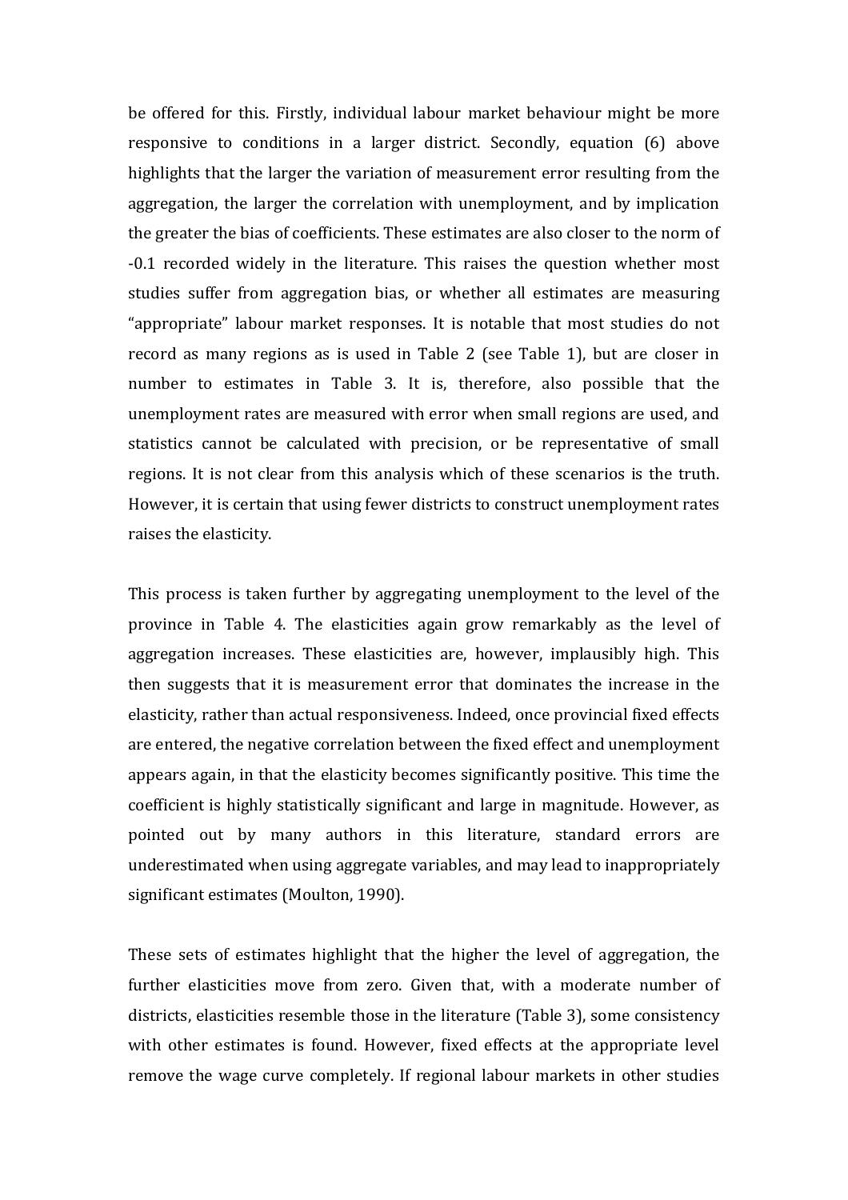be offered for this. Firstly, individual labour market behaviour might be more responsive to conditions in a larger district. Secondly, equation (6) above highlights that the larger the variation of measurement error resulting from the aggregation, the larger the correlation with unemployment, and by implication the greater the bias of coefficients. These estimates are also closer to the norm of -0.1 recorded widely in the literature. This raises the question whether most studies suffer from aggregation bias, or whether all estimates are measuring "appropriate" labour market responses. It is notable that most studies do not record as many regions as is used in Table 2 (see Table 1), but are closer in number to estimates in Table 3. It is, therefore, also possible that the unemployment rates are measured with error when small regions are used, and statistics cannot be calculated with precision, or be representative of small regions. It is not clear from this analysis which of these scenarios is the truth. However, it is certain that using fewer districts to construct unemployment rates raises the elasticity.

This process is taken further by aggregating unemployment to the level of the province in Table 4. The elasticities again grow remarkably as the level of aggregation increases. These elasticities are, however, implausibly high. This then suggests that it is measurement error that dominates the increase in the elasticity, rather than actual responsiveness. Indeed, once provincial fixed effects are entered, the negative correlation between the fixed effect and unemployment appears again, in that the elasticity becomes significantly positive. This time the coefficient is highly statistically significant and large in magnitude. However, as pointed out by many authors in this literature, standard errors are underestimated when using aggregate variables, and may lead to inappropriately significant estimates (Moulton, 1990).

These sets of estimates highlight that the higher the level of aggregation, the further elasticities move from zero. Given that, with a moderate number of districts, elasticities resemble those in the literature (Table 3), some consistency with other estimates is found. However, fixed effects at the appropriate level remove the wage curve completely. If regional labour markets in other studies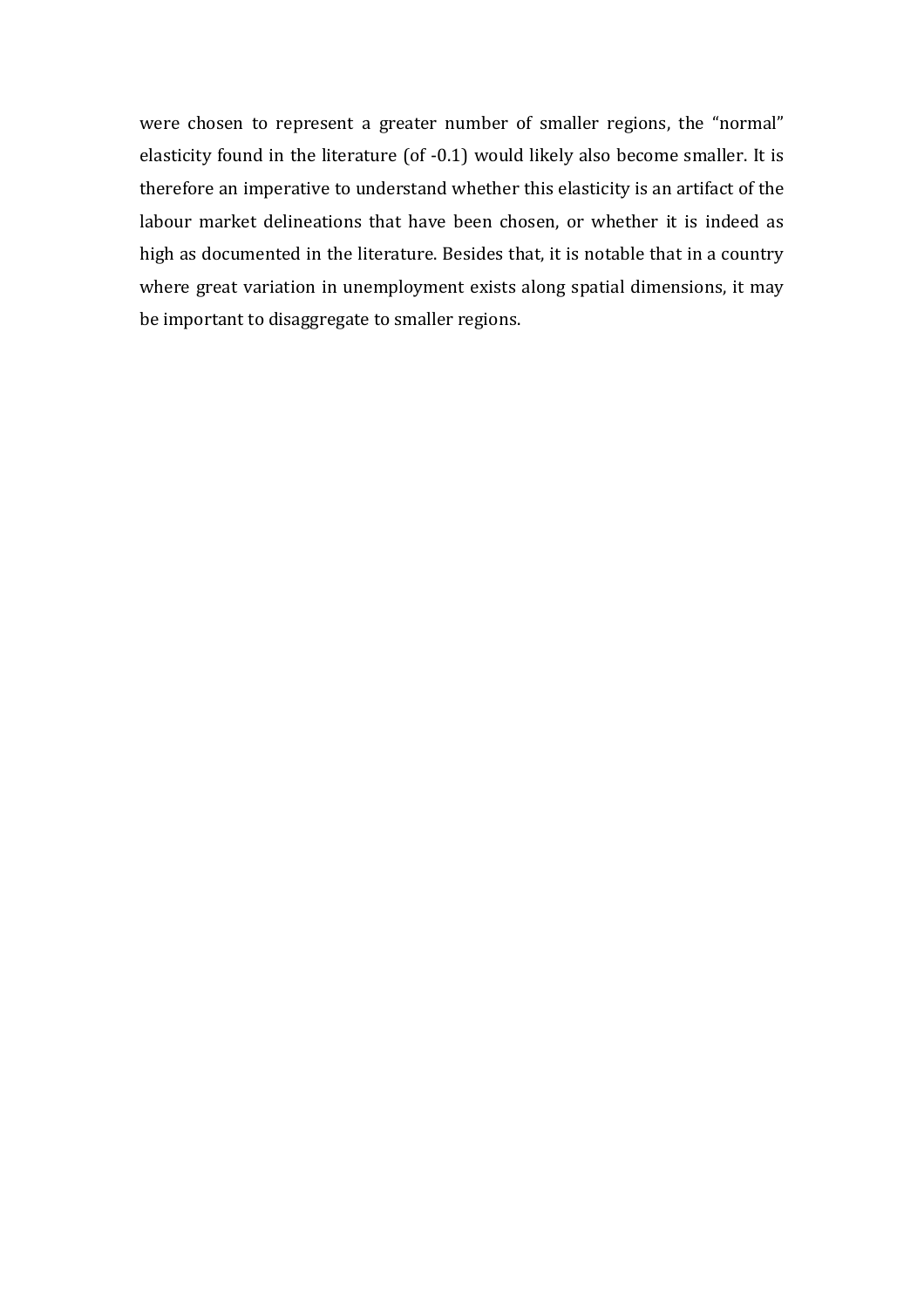were chosen to represent a greater number of smaller regions, the "normal" elasticity found in the literature (of -0.1) would likely also become smaller. It is therefore an imperative to understand whether this elasticity is an artifact of the labour market delineations that have been chosen, or whether it is indeed as high as documented in the literature. Besides that, it is notable that in a country where great variation in unemployment exists along spatial dimensions, it may be important to disaggregate to smaller regions.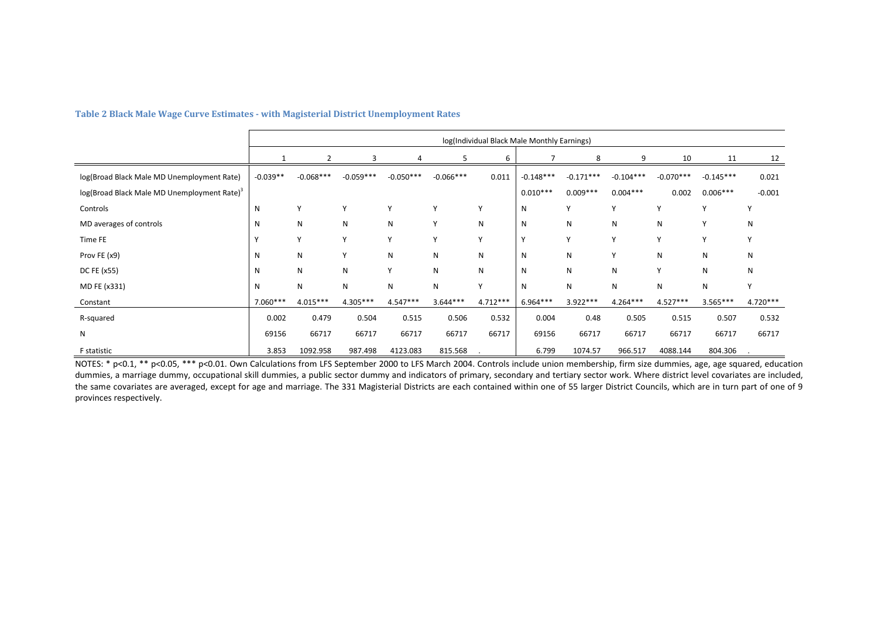### Table 2 Black Male Wage Curve Estimates - with Magisterial District Unemployment Rates

| | log(Individual Black Male Monthly Earnings) | | | | | | | | | | | |
|---|---|---|---|---|---|---|---|---|---|---|---|---|
| | 1 | 2 | 3 | 4 | 5 | 6 | 7 | 8 | 9 | 10 | 11 | 12 |
| log(Broad Black Male MD Unemployment Rate) | -0.039** | -0.068*** | -0.059*** | -0.050*** | -0.066*** | 0.011 | -0.148*** | -0.171*** | -0.104*** | -0.070*** | -0.145*** | 0.021 |
| log(Broad Black Male MD Unemployment Rate)$^3$ | | | | | | | 0.010*** | 0.009*** | 0.004*** | 0.002 | 0.006*** | -0.001 |
| Controls | N | Y | Y | Y | Y | Y | N | Y | Y | Y | Y | Y |
| MD averages of controls | N | N | N | N | Y | N | N | N | N | N | Y | N |
| Time FE | Y | Y | Y | Y | Y | Y | Y | Y | Y | Y | Y | Y |
| Prov FE (x9) | N | N | Y | N | N | N | N | N | Y | N | N | N |
| DC FE (x55) | N | N | N | Y | N | N | N | N | N | Y | N | N |
| MD FE (x331) | N | N | N | N | N | Y | N | N | N | N | N | Y |
| Constant | 7.060*** | 4.015*** | 4.305*** | 4.547*** | 3.644*** | 4.712*** | 6.964*** | 3.922*** | 4.264*** | 4.527*** | 3.565*** | 4.720*** |
| R-squared | 0.002 | 0.479 | 0.504 | 0.515 | 0.506 | 0.532 | 0.004 | 0.48 | 0.505 | 0.515 | 0.507 | 0.532 |
| N | 69156 | 66717 | 66717 | 66717 | 66717 | 66717 | 69156 | 66717 | 66717 | 66717 | 66717 | 66717 |
| F statistic | 3.853 | 1092.958 | 987.498 | 4123.083 | 815.568 | . | 6.799 | 1074.57 | 966.517 | 4088.144 | 804.306 | . |

NOTES: * p<0.1, ** p<0.05, *** p<0.01. Own Calculations from LFS September 2000 to LFS March 2004. Controls include union membership, firm size dummies, age, age squared, education dummies, a marriage dummy, occupational skill dummies, a public sector dummy and indicators of primary, secondary and tertiary sector work. Where district level covariates are included, the same covariates are averaged, except for age and marriage. The 331 Magisterial Districts are each contained within one of 55 larger District Councils, which are in turn part of one of 9 provinces respectively.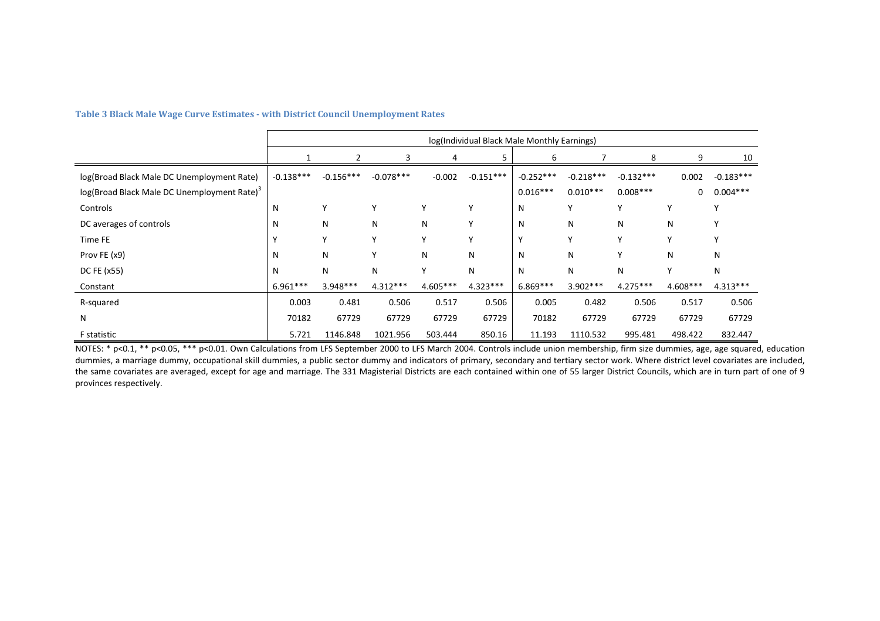**Table 3 Black Male Wage Curve Estimates - with District Council Unemployment Rates**

| | log(Individual Black Male Monthly Earnings) | | | | | | | | | |
|---|---|---|---|---|---|---|---|---|---|---|
| | 1 | 2 | 3 | 4 | 5 | 6 | 7 | 8 | 9 | 10 |
| log(Broad Black Male DC Unemployment Rate) | -0.138*** | -0.156*** | -0.078*** | -0.002 | -0.151*** | -0.252*** | -0.218*** | -0.132*** | 0.002 | -0.183*** |
| log(Broad Black Male DC Unemployment Rate)$^3$ | | | | | | 0.016*** | 0.010*** | 0.008*** | 0 | 0.004*** |
| Controls | N | Y | Y | Y | Y | N | Y | Y | Y | Y |
| DC averages of controls | N | N | N | N | Y | N | N | N | N | Y |
| Time FE | Y | Y | Y | Y | Y | Y | Y | Y | Y | Y |
| Prov FE (x9) | N | N | Y | N | N | N | N | Y | N | N |
| DC FE (x55) | N | N | N | Y | N | N | N | N | Y | N |
| Constant | 6.961*** | 3.948*** | 4.312*** | 4.605*** | 4.323*** | 6.869*** | 3.902*** | 4.275*** | 4.608*** | 4.313*** |
| R-squared | 0.003 | 0.481 | 0.506 | 0.517 | 0.506 | 0.005 | 0.482 | 0.506 | 0.517 | 0.506 |
| N | 70182 | 67729 | 67729 | 67729 | 67729 | 70182 | 67729 | 67729 | 67729 | 67729 |
| F statistic | 5.721 | 1146.848 | 1021.956 | 503.444 | 850.16 | 11.193 | 1110.532 | 995.481 | 498.422 | 832.447 |

NOTES: * p<0.1, ** p<0.05, *** p<0.01. Own Calculations from LFS September 2000 to LFS March 2004. Controls include union membership, firm size dummies, age, age squared, education dummies, a marriage dummy, occupational skill dummies, a public sector dummy and indicators of primary, secondary and tertiary sector work. Where district level covariates are included, the same covariates are averaged, except for age and marriage. The 331 Magisterial Districts are each contained within one of 55 larger District Councils, which are in turn part of one of 9 provinces respectively.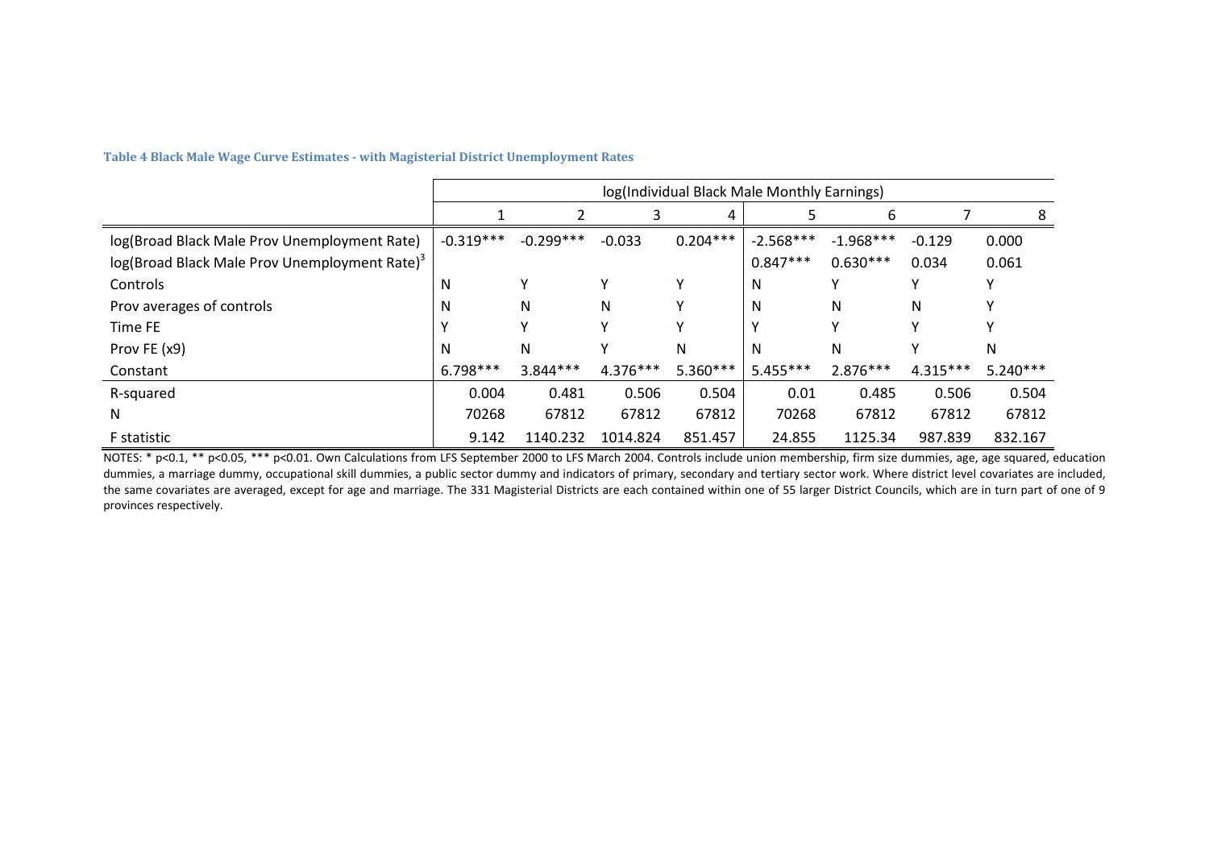**Table 4 Black Male Wage Curve Estimates - with Magisterial District Unemployment Rates**

| | log(Individual Black Male Monthly Earnings) | | | | | | | |
|---|---|---|---|---|---|---|---|---|
| | 1 | 2 | 3 | 4 | 5 | 6 | 7 | 8 |
| log(Broad Black Male Prov Unemployment Rate) | -0.319*** | -0.299*** | -0.033 | 0.204*** | -2.568*** | -1.968*** | -0.129 | 0.000 |
| log(Broad Black Male Prov Unemployment Rate)$^3$ | | | | | 0.847*** | 0.630*** | 0.034 | 0.061 |
| Controls | N | Y | Y | Y | N | Y | Y | Y |
| Prov averages of controls | N | N | N | Y | N | N | N | Y |
| Time FE | Y | Y | Y | Y | Y | Y | Y | Y |
| Prov FE (x9) | N | N | Y | N | N | N | Y | N |
| Constant | 6.798*** | 3.844*** | 4.376*** | 5.360*** | 5.455*** | 2.876*** | 4.315*** | 5.240*** |
| R-squared | 0.004 | 0.481 | 0.506 | 0.504 | 0.01 | 0.485 | 0.506 | 0.504 |
| N | 70268 | 67812 | 67812 | 67812 | 70268 | 67812 | 67812 | 67812 |
| F statistic | 9.142 | 1140.232 | 1014.824 | 851.457 | 24.855 | 1125.34 | 987.839 | 832.167 |

NOTES: * p<0.1, ** p<0.05, *** p<0.01. Own Calculations from LFS September 2000 to LFS March 2004. Controls include union membership, firm size dummies, age, age squared, education dummies, a marriage dummy, occupational skill dummies, a public sector dummy and indicators of primary, secondary and tertiary sector work. Where district level covariates are included, the same covariates are averaged, except for age and marriage. The 331 Magisterial Districts are each contained within one of 55 larger District Councils, which are in turn part of one of 9 provinces respectively.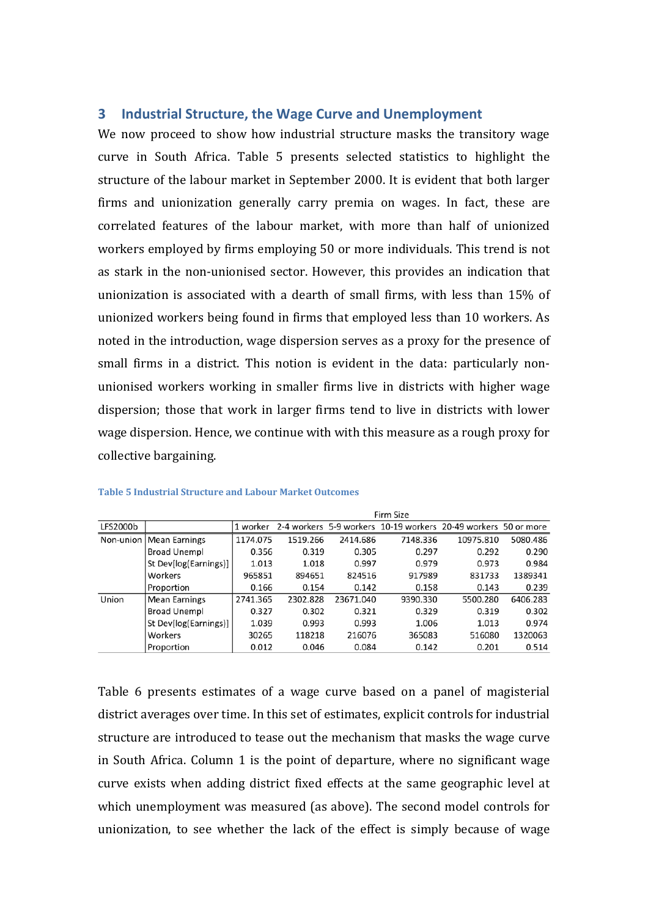## 3 Industrial Structure, the Wage Curve and Unemployment

We now proceed to show how industrial structure masks the transitory wage curve in South Africa. Table 5 presents selected statistics to highlight the structure of the labour market in September 2000. It is evident that both larger firms and unionization generally carry premia on wages. In fact, these are correlated features of the labour market, with more than half of unionized workers employed by firms employing 50 or more individuals. This trend is not as stark in the non-unionised sector. However, this provides an indication that unionization is associated with a dearth of small firms, with less than 15% of unionized workers being found in firms that employed less than 10 workers. As noted in the introduction, wage dispersion serves as a proxy for the presence of small firms in a district. This notion is evident in the data: particularly non-unionised workers working in smaller firms live in districts with higher wage dispersion; those that work in larger firms tend to live in districts with lower wage dispersion. Hence, we continue with with this measure as a rough proxy for collective bargaining.

**Table 5 Industrial Structure and Labour Market Outcomes**

| | | Firm Size | | | | | |
|---|---|---|---|---|---|---|---|
| LFS2000b | | 1 worker | 2-4 workers | 5-9 workers | 10-19 workers | 20-49 workers | 50 or more |
| Non-union | Mean Earnings | 1174.075 | 1519.266 | 2414.686 | 7148.336 | 10975.810 | 5080.486 |
| | Broad Unempl | 0.356 | 0.319 | 0.305 | 0.297 | 0.292 | 0.290 |
| | St Dev[log(Earnings)] | 1.013 | 1.018 | 0.997 | 0.979 | 0.973 | 0.984 |
| | Workers | 965851 | 894651 | 824516 | 917989 | 831733 | 1389341 |
| | Proportion | 0.166 | 0.154 | 0.142 | 0.158 | 0.143 | 0.239 |
| Union | Mean Earnings | 2741.365 | 2302.828 | 23671.040 | 9390.330 | 5500.280 | 6406.283 |
| | Broad Unempl | 0.327 | 0.302 | 0.321 | 0.329 | 0.319 | 0.302 |
| | St Dev[log(Earnings)] | 1.039 | 0.993 | 0.993 | 1.006 | 1.013 | 0.974 |
| | Workers | 30265 | 118218 | 216076 | 365083 | 516080 | 1320063 |
| | Proportion | 0.012 | 0.046 | 0.084 | 0.142 | 0.201 | 0.514 |

Table 6 presents estimates of a wage curve based on a panel of magisterial district averages over time. In this set of estimates, explicit controls for industrial structure are introduced to tease out the mechanism that masks the wage curve in South Africa. Column 1 is the point of departure, where no significant wage curve exists when adding district fixed effects at the same geographic level at which unemployment was measured (as above). The second model controls for unionization, to see whether the lack of the effect is simply because of wage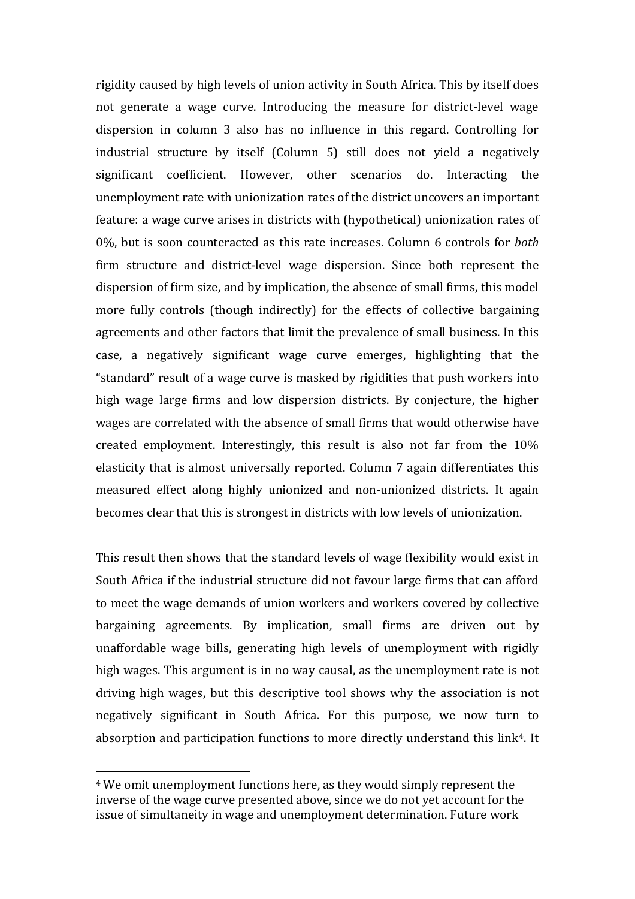rigidity caused by high levels of union activity in South Africa. This by itself does not generate a wage curve. Introducing the measure for district-level wage dispersion in column 3 also has no influence in this regard. Controlling for industrial structure by itself (Column 5) still does not yield a negatively significant coefficient. However, other scenarios do. Interacting the unemployment rate with unionization rates of the district uncovers an important feature: a wage curve arises in districts with (hypothetical) unionization rates of 0%, but is soon counteracted as this rate increases. Column 6 controls for *both* firm structure and district-level wage dispersion. Since both represent the dispersion of firm size, and by implication, the absence of small firms, this model more fully controls (though indirectly) for the effects of collective bargaining agreements and other factors that limit the prevalence of small business. In this case, a negatively significant wage curve emerges, highlighting that the "standard" result of a wage curve is masked by rigidities that push workers into high wage large firms and low dispersion districts. By conjecture, the higher wages are correlated with the absence of small firms that would otherwise have created employment. Interestingly, this result is also not far from the 10% elasticity that is almost universally reported. Column 7 again differentiates this measured effect along highly unionized and non-unionized districts. It again becomes clear that this is strongest in districts with low levels of unionization.

This result then shows that the standard levels of wage flexibility would exist in South Africa if the industrial structure did not favour large firms that can afford to meet the wage demands of union workers and workers covered by collective bargaining agreements. By implication, small firms are driven out by unaffordable wage bills, generating high levels of unemployment with rigidly high wages. This argument is in no way causal, as the unemployment rate is not driving high wages, but this descriptive tool shows why the association is not negatively significant in South Africa. For this purpose, we now turn to absorption and participation functions to more directly understand this link[4]. It

[4] We omit unemployment functions here, as they would simply represent the inverse of the wage curve presented above, since we do not yet account for the issue of simultaneity in wage and unemployment determination. Future work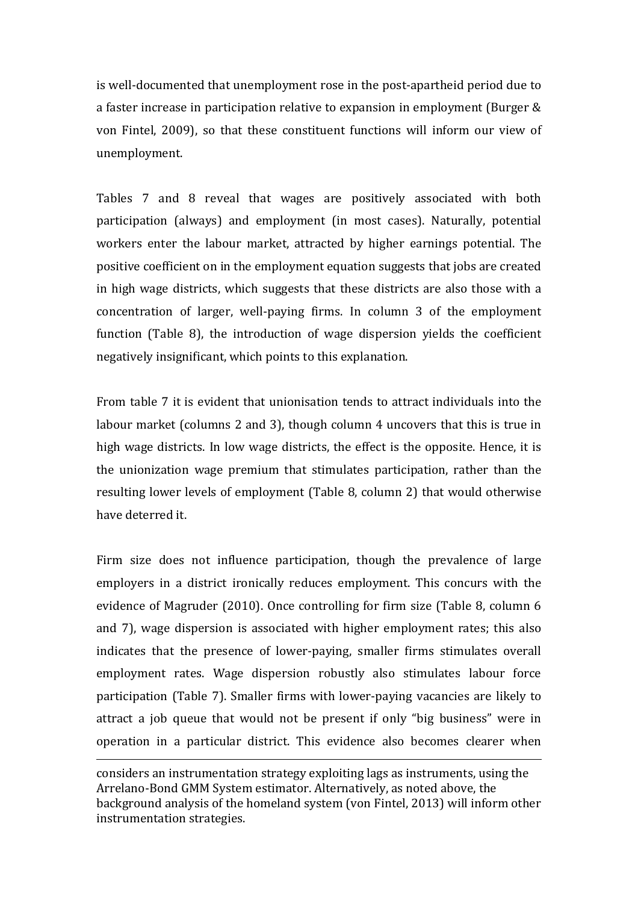is well-documented that unemployment rose in the post-apartheid period due to a faster increase in participation relative to expansion in employment (Burger & von Fintel, 2009), so that these constituent functions will inform our view of unemployment.

Tables 7 and 8 reveal that wages are positively associated with both participation (always) and employment (in most cases). Naturally, potential workers enter the labour market, attracted by higher earnings potential. The positive coefficient on in the employment equation suggests that jobs are created in high wage districts, which suggests that these districts are also those with a concentration of larger, well-paying firms. In column 3 of the employment function (Table 8), the introduction of wage dispersion yields the coefficient negatively insignificant, which points to this explanation.

From table 7 it is evident that unionisation tends to attract individuals into the labour market (columns 2 and 3), though column 4 uncovers that this is true in high wage districts. In low wage districts, the effect is the opposite. Hence, it is the unionization wage premium that stimulates participation, rather than the resulting lower levels of employment (Table 8, column 2) that would otherwise have deterred it.

Firm size does not influence participation, though the prevalence of large employers in a district ironically reduces employment. This concurs with the evidence of Magruder (2010). Once controlling for firm size (Table 8, column 6 and 7), wage dispersion is associated with higher employment rates; this also indicates that the presence of lower-paying, smaller firms stimulates overall employment rates. Wage dispersion robustly also stimulates labour force participation (Table 7). Smaller firms with lower-paying vacancies are likely to attract a job queue that would not be present if only "big business" were in operation in a particular district. This evidence also becomes clearer when

---

considers an instrumentation strategy exploiting lags as instruments, using the Arrelano-Bond GMM System estimator. Alternatively, as noted above, the background analysis of the homeland system (von Fintel, 2013) will inform other instrumentation strategies.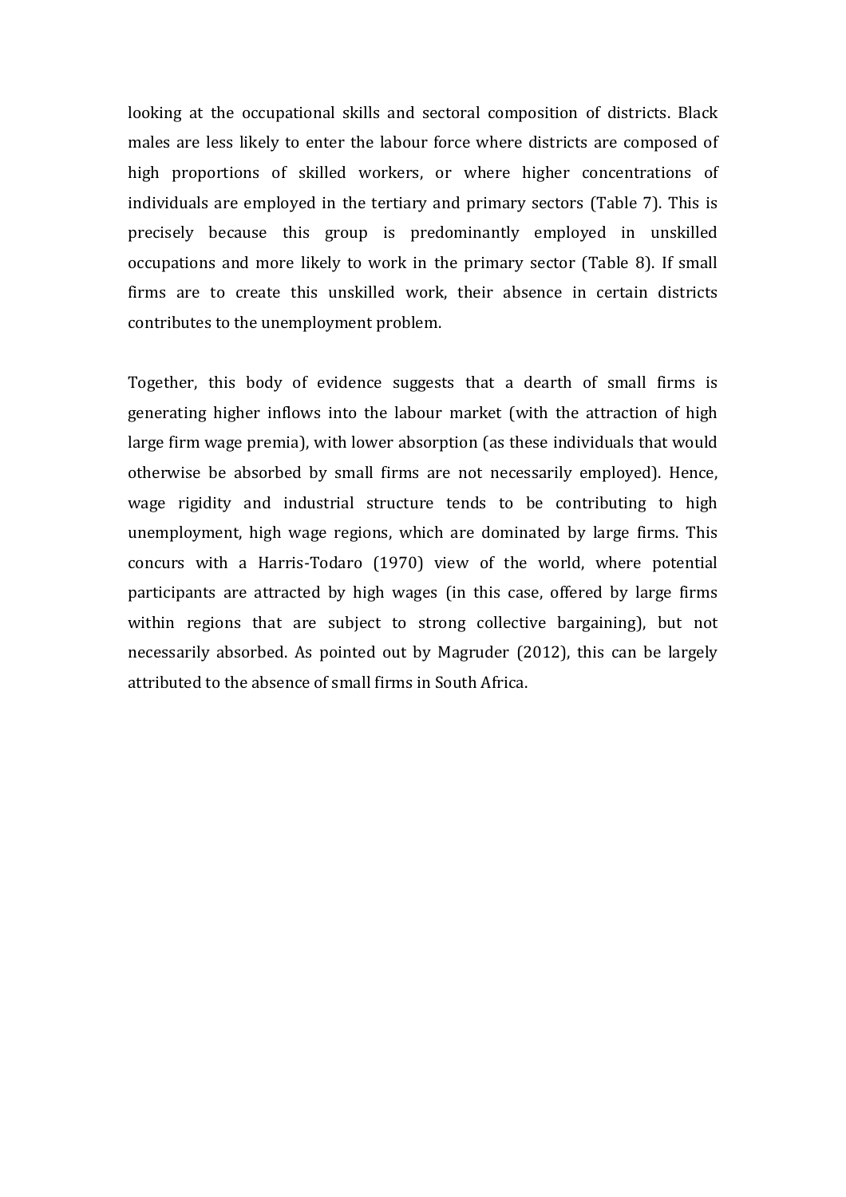looking at the occupational skills and sectoral composition of districts. Black males are less likely to enter the labour force where districts are composed of high proportions of skilled workers, or where higher concentrations of individuals are employed in the tertiary and primary sectors (Table 7). This is precisely because this group is predominantly employed in unskilled occupations and more likely to work in the primary sector (Table 8). If small firms are to create this unskilled work, their absence in certain districts contributes to the unemployment problem.

Together, this body of evidence suggests that a dearth of small firms is generating higher inflows into the labour market (with the attraction of high large firm wage premia), with lower absorption (as these individuals that would otherwise be absorbed by small firms are not necessarily employed). Hence, wage rigidity and industrial structure tends to be contributing to high unemployment, high wage regions, which are dominated by large firms. This concurs with a Harris-Todaro (1970) view of the world, where potential participants are attracted by high wages (in this case, offered by large firms within regions that are subject to strong collective bargaining), but not necessarily absorbed. As pointed out by Magruder (2012), this can be largely attributed to the absence of small firms in South Africa.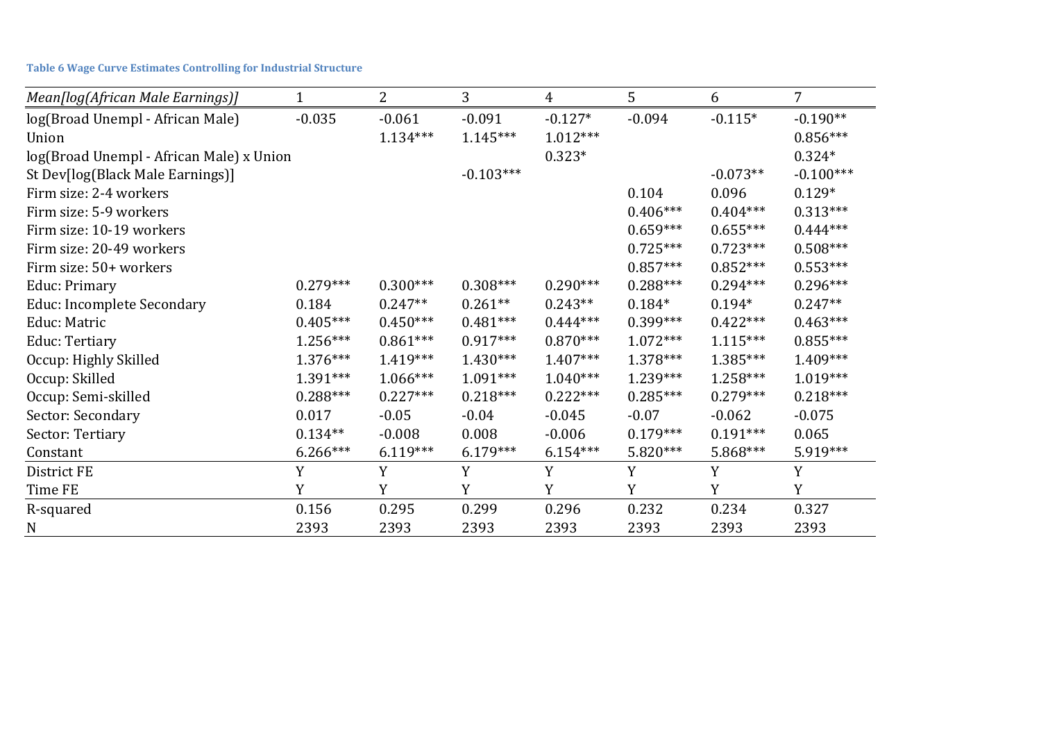**Table 6 Wage Curve Estimates Controlling for Industrial Structure**

| *Mean[log(African Male Earnings)]* | 1 | 2 | 3 | 4 | 5 | 6 | 7 |
|---|---|---|---|---|---|---|---|
| log(Broad Unempl - African Male) | -0.035 | -0.061 | -0.091 | -0.127* | -0.094 | -0.115* | -0.190** |
| Union | | 1.134*** | 1.145*** | 1.012*** | | | 0.856*** |
| log(Broad Unempl - African Male) x Union | | | | 0.323* | | | 0.324* |
| St Dev[log(Black Male Earnings)] | | | -0.103*** | | | -0.073** | -0.100*** |
| Firm size: 2-4 workers | | | | | 0.104 | 0.096 | 0.129* |
| Firm size: 5-9 workers | | | | | 0.406*** | 0.404*** | 0.313*** |
| Firm size: 10-19 workers | | | | | 0.659*** | 0.655*** | 0.444*** |
| Firm size: 20-49 workers | | | | | 0.725*** | 0.723*** | 0.508*** |
| Firm size: 50+ workers | | | | | 0.857*** | 0.852*** | 0.553*** |
| Educ: Primary | 0.279*** | 0.300*** | 0.308*** | 0.290*** | 0.288*** | 0.294*** | 0.296*** |
| Educ: Incomplete Secondary | 0.184 | 0.247** | 0.261** | 0.243** | 0.184* | 0.194* | 0.247** |
| Educ: Matric | 0.405*** | 0.450*** | 0.481*** | 0.444*** | 0.399*** | 0.422*** | 0.463*** |
| Educ: Tertiary | 1.256*** | 0.861*** | 0.917*** | 0.870*** | 1.072*** | 1.115*** | 0.855*** |
| Occup: Highly Skilled | 1.376*** | 1.419*** | 1.430*** | 1.407*** | 1.378*** | 1.385*** | 1.409*** |
| Occup: Skilled | 1.391*** | 1.066*** | 1.091*** | 1.040*** | 1.239*** | 1.258*** | 1.019*** |
| Occup: Semi-skilled | 0.288*** | 0.227*** | 0.218*** | 0.222*** | 0.285*** | 0.279*** | 0.218*** |
| Sector: Secondary | 0.017 | -0.05 | -0.04 | -0.045 | -0.07 | -0.062 | -0.075 |
| Sector: Tertiary | 0.134** | -0.008 | 0.008 | -0.006 | 0.179*** | 0.191*** | 0.065 |
| Constant | 6.266*** | 6.119*** | 6.179*** | 6.154*** | 5.820*** | 5.868*** | 5.919*** |
| District FE | Y | Y | Y | Y | Y | Y | Y |
| Time FE | Y | Y | Y | Y | Y | Y | Y |
| R-squared | 0.156 | 0.295 | 0.299 | 0.296 | 0.232 | 0.234 | 0.327 |
| N | 2393 | 2393 | 2393 | 2393 | 2393 | 2393 | 2393 |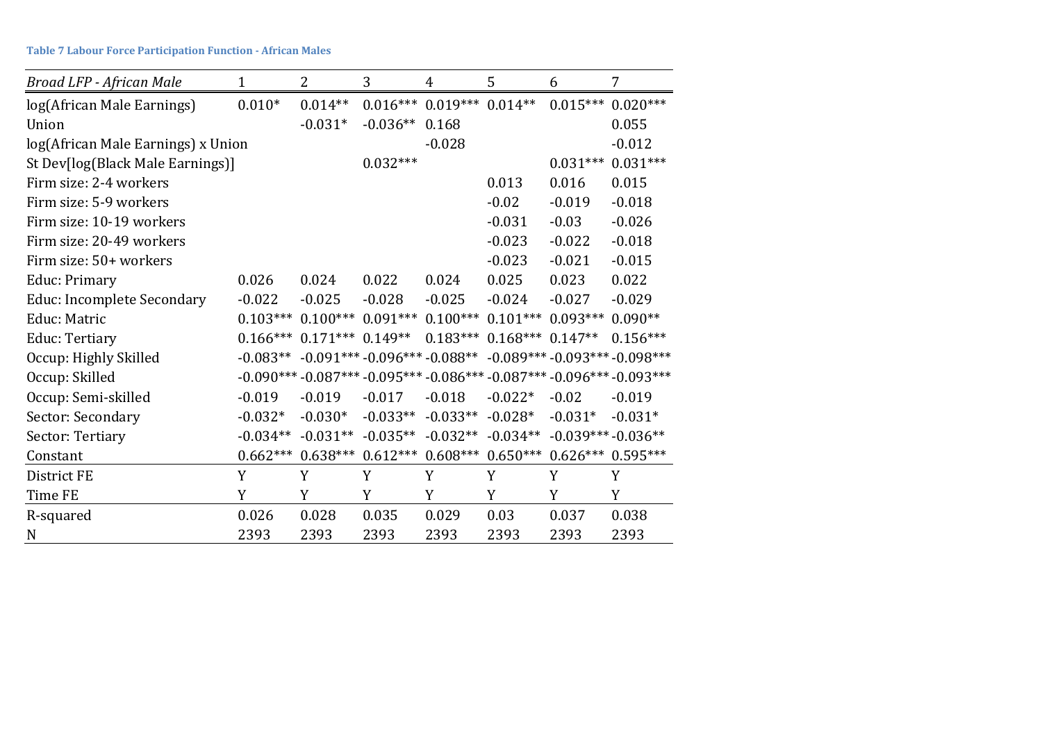**Table 7 Labour Force Participation Function - African Males**

| *Broad LFP - African Male* | 1 | 2 | 3 | 4 | 5 | 6 | 7 |
|---|---|---|---|---|---|---|---|
| log(African Male Earnings) | 0.010* | 0.014** | 0.016*** | 0.019*** | 0.014** | 0.015*** | 0.020*** |
| Union | | -0.031* | -0.036** | 0.168 | | | 0.055 |
| log(African Male Earnings) x Union | | | | -0.028 | | | -0.012 |
| St Dev[log(Black Male Earnings)] | | | 0.032*** | | | 0.031*** | 0.031*** |
| Firm size: 2-4 workers | | | | | 0.013 | 0.016 | 0.015 |
| Firm size: 5-9 workers | | | | | -0.02 | -0.019 | -0.018 |
| Firm size: 10-19 workers | | | | | -0.031 | -0.03 | -0.026 |
| Firm size: 20-49 workers | | | | | -0.023 | -0.022 | -0.018 |
| Firm size: 50+ workers | | | | | -0.023 | -0.021 | -0.015 |
| Educ: Primary | 0.026 | 0.024 | 0.022 | 0.024 | 0.025 | 0.023 | 0.022 |
| Educ: Incomplete Secondary | -0.022 | -0.025 | -0.028 | -0.025 | -0.024 | -0.027 | -0.029 |
| Educ: Matric | 0.103*** | 0.100*** | 0.091*** | 0.100*** | 0.101*** | 0.093*** | 0.090** |
| Educ: Tertiary | 0.166*** | 0.171*** | 0.149** | 0.183*** | 0.168*** | 0.147** | 0.156*** |
| Occup: Highly Skilled | -0.083** | -0.091*** | -0.096*** | -0.088** | -0.089*** | -0.093*** | -0.098*** |
| Occup: Skilled | -0.090*** | -0.087*** | -0.095*** | -0.086*** | -0.087*** | -0.096*** | -0.093*** |
| Occup: Semi-skilled | -0.019 | -0.019 | -0.017 | -0.018 | -0.022* | -0.02 | -0.019 |
| Sector: Secondary | -0.032* | -0.030* | -0.033** | -0.033** | -0.028* | -0.031* | -0.031* |
| Sector: Tertiary | -0.034** | -0.031** | -0.035** | -0.032** | -0.034** | -0.039*** | -0.036** |
| Constant | 0.662*** | 0.638*** | 0.612*** | 0.608*** | 0.650*** | 0.626*** | 0.595*** |
| District FE | Y | Y | Y | Y | Y | Y | Y |
| Time FE | Y | Y | Y | Y | Y | Y | Y |
| R-squared | 0.026 | 0.028 | 0.035 | 0.029 | 0.03 | 0.037 | 0.038 |
| N | 2393 | 2393 | 2393 | 2393 | 2393 | 2393 | 2393 |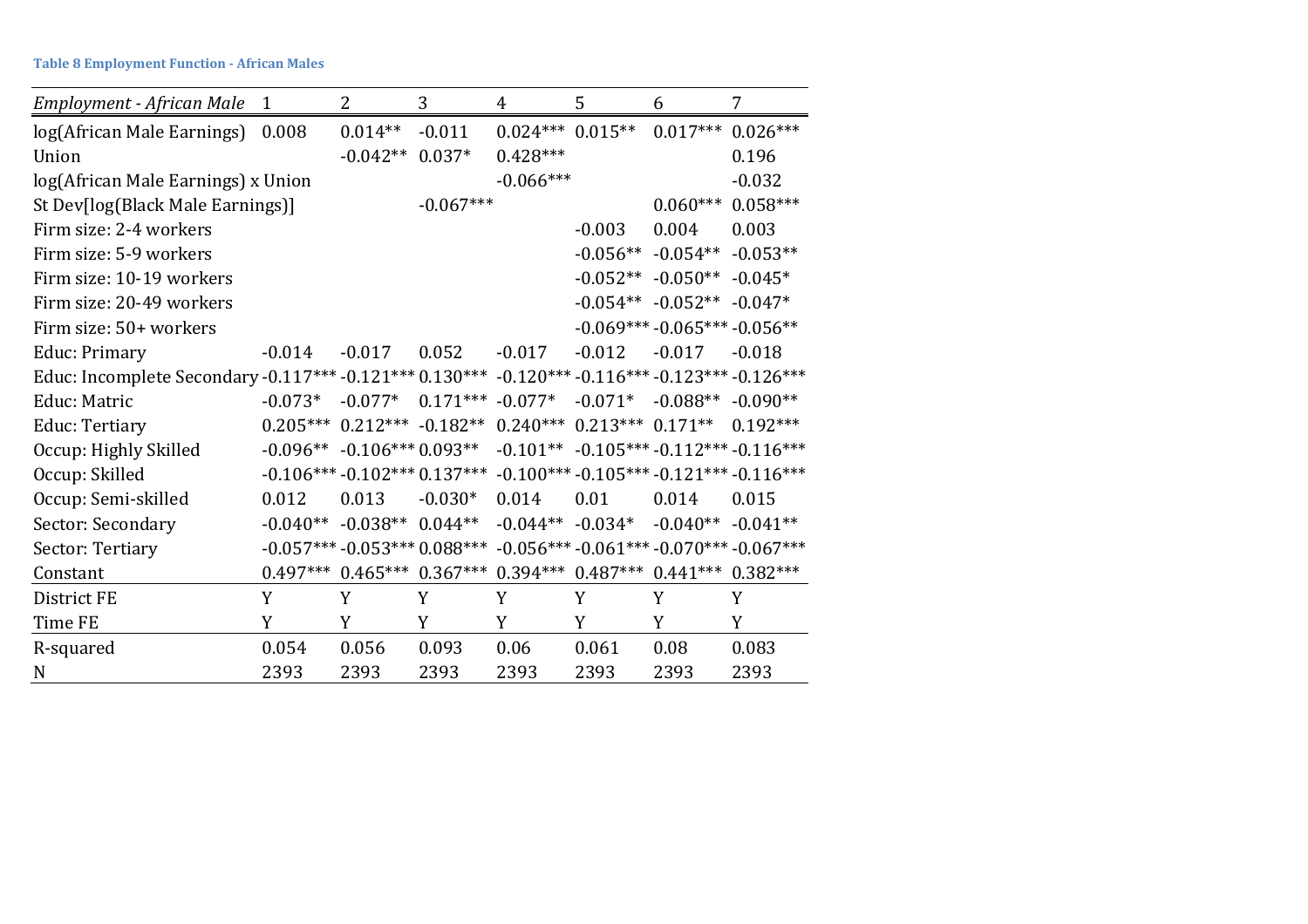**Table 8 Employment Function - African Males**

| *Employment - African Male* | 1 | 2 | 3 | 4 | 5 | 6 | 7 |
|---|---|---|---|---|---|---|---|
| log(African Male Earnings) | 0.008 | 0.014** | -0.011 | 0.024*** | 0.015** | 0.017*** | 0.026*** |
| Union | | -0.042** | 0.037* | 0.428*** | | | 0.196 |
| log(African Male Earnings) x Union | | | | -0.066*** | | | -0.032 |
| St Dev[log(Black Male Earnings)] | | | -0.067*** | | | 0.060*** | 0.058*** |
| Firm size: 2-4 workers | | | | | -0.003 | 0.004 | 0.003 |
| Firm size: 5-9 workers | | | | | -0.056** | -0.054** | -0.053** |
| Firm size: 10-19 workers | | | | | -0.052** | -0.050** | -0.045* |
| Firm size: 20-49 workers | | | | | -0.054** | -0.052** | -0.047* |
| Firm size: 50+ workers | | | | | -0.069*** | -0.065*** | -0.056** |
| Educ: Primary | -0.014 | -0.017 | 0.052 | -0.017 | -0.012 | -0.017 | -0.018 |
| Educ: Incomplete Secondary | -0.117*** | -0.121*** | 0.130*** | -0.120*** | -0.116*** | -0.123*** | -0.126*** |
| Educ: Matric | -0.073* | -0.077* | 0.171*** | -0.077* | -0.071* | -0.088** | -0.090** |
| Educ: Tertiary | 0.205*** | 0.212*** | -0.182** | 0.240*** | 0.213*** | 0.171** | 0.192*** |
| Occup: Highly Skilled | -0.096** | -0.106*** | 0.093** | -0.101** | -0.105*** | -0.112*** | -0.116*** |
| Occup: Skilled | -0.106*** | -0.102*** | 0.137*** | -0.100*** | -0.105*** | -0.121*** | -0.116*** |
| Occup: Semi-skilled | 0.012 | 0.013 | -0.030* | 0.014 | 0.01 | 0.014 | 0.015 |
| Sector: Secondary | -0.040** | -0.038** | 0.044** | -0.044** | -0.034* | -0.040** | -0.041** |
| Sector: Tertiary | -0.057*** | -0.053*** | 0.088*** | -0.056*** | -0.061*** | -0.070*** | -0.067*** |
| Constant | 0.497*** | 0.465*** | 0.367*** | 0.394*** | 0.487*** | 0.441*** | 0.382*** |
| District FE | Y | Y | Y | Y | Y | Y | Y |
| Time FE | Y | Y | Y | Y | Y | Y | Y |
| R-squared | 0.054 | 0.056 | 0.093 | 0.06 | 0.061 | 0.08 | 0.083 |
| N | 2393 | 2393 | 2393 | 2393 | 2393 | 2393 | 2393 |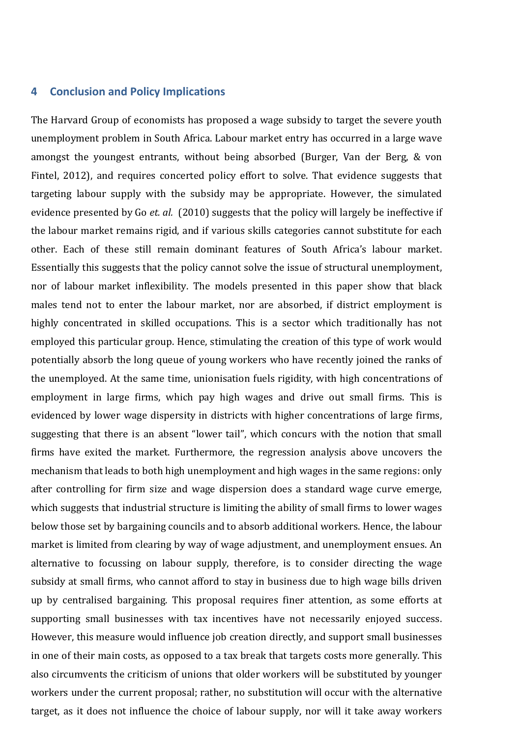## 4 Conclusion and Policy Implications

The Harvard Group of economists has proposed a wage subsidy to target the severe youth unemployment problem in South Africa. Labour market entry has occurred in a large wave amongst the youngest entrants, without being absorbed (Burger, Van der Berg, & von Fintel, 2012), and requires concerted policy effort to solve. That evidence suggests that targeting labour supply with the subsidy may be appropriate. However, the simulated evidence presented by Go *et. al.* (2010) suggests that the policy will largely be ineffective if the labour market remains rigid, and if various skills categories cannot substitute for each other. Each of these still remain dominant features of South Africa's labour market. Essentially this suggests that the policy cannot solve the issue of structural unemployment, nor of labour market inflexibility. The models presented in this paper show that black males tend not to enter the labour market, nor are absorbed, if district employment is highly concentrated in skilled occupations. This is a sector which traditionally has not employed this particular group. Hence, stimulating the creation of this type of work would potentially absorb the long queue of young workers who have recently joined the ranks of the unemployed. At the same time, unionisation fuels rigidity, with high concentrations of employment in large firms, which pay high wages and drive out small firms. This is evidenced by lower wage dispersity in districts with higher concentrations of large firms, suggesting that there is an absent "lower tail", which concurs with the notion that small firms have exited the market. Furthermore, the regression analysis above uncovers the mechanism that leads to both high unemployment and high wages in the same regions: only after controlling for firm size and wage dispersion does a standard wage curve emerge, which suggests that industrial structure is limiting the ability of small firms to lower wages below those set by bargaining councils and to absorb additional workers. Hence, the labour market is limited from clearing by way of wage adjustment, and unemployment ensues. An alternative to focussing on labour supply, therefore, is to consider directing the wage subsidy at small firms, who cannot afford to stay in business due to high wage bills driven up by centralised bargaining. This proposal requires finer attention, as some efforts at supporting small businesses with tax incentives have not necessarily enjoyed success. However, this measure would influence job creation directly, and support small businesses in one of their main costs, as opposed to a tax break that targets costs more generally. This also circumvents the criticism of unions that older workers will be substituted by younger workers under the current proposal; rather, no substitution will occur with the alternative target, as it does not influence the choice of labour supply, nor will it take away workers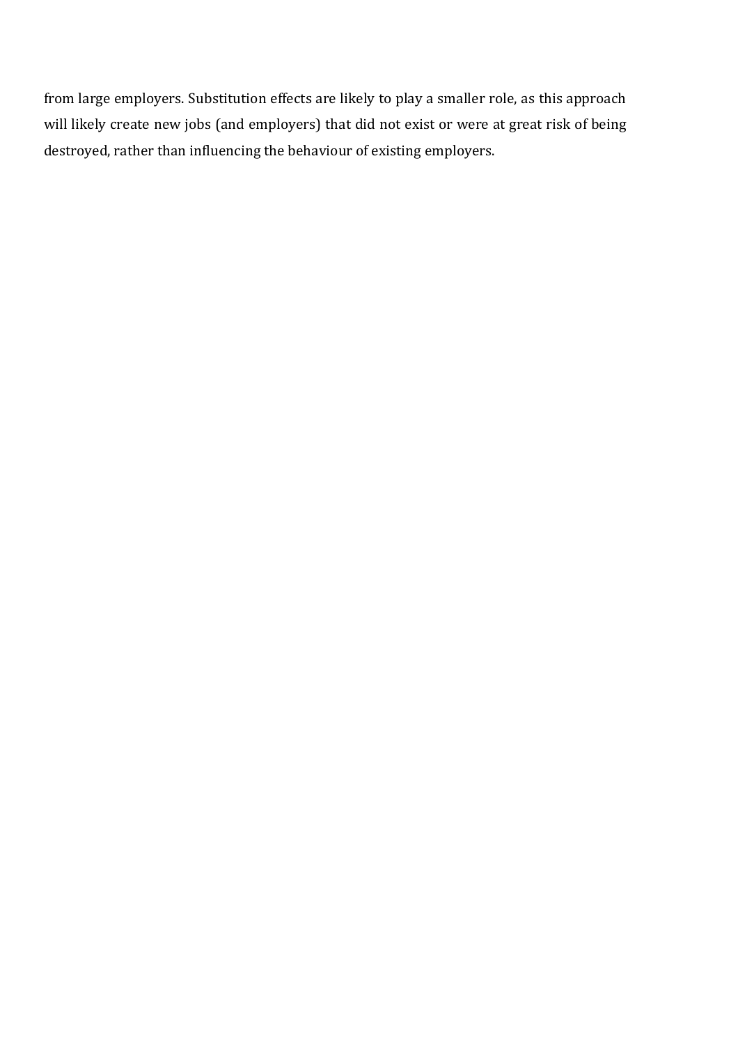from large employers. Substitution effects are likely to play a smaller role, as this approach will likely create new jobs (and employers) that did not exist or were at great risk of being destroyed, rather than influencing the behaviour of existing employers.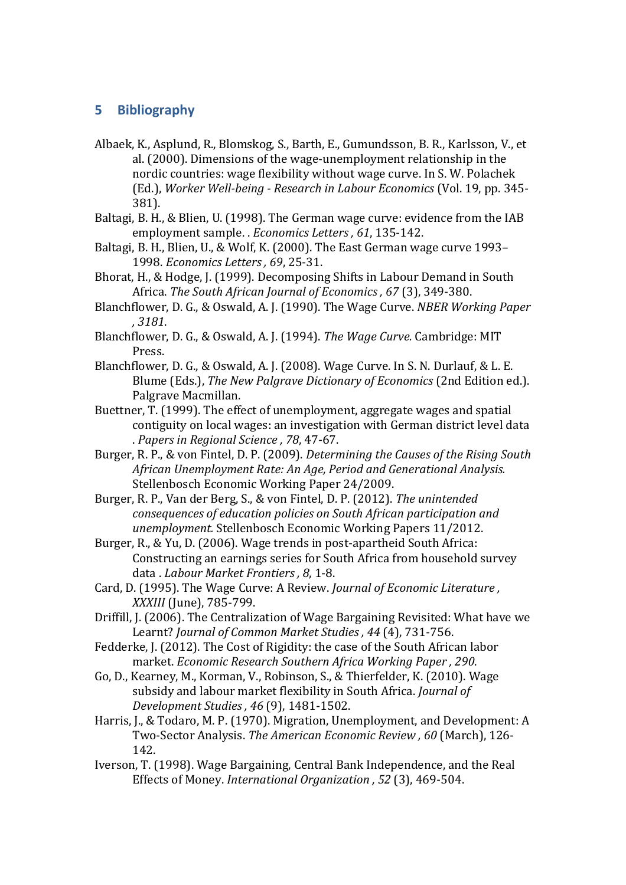## 5 Bibliography

Albaek, K., Asplund, R., Blomskog, S., Barth, E., Gumundsson, B. R., Karlsson, V., et al. (2000). Dimensions of the wage-unemployment relationship in the nordic countries: wage flexibility without wage curve. In S. W. Polachek (Ed.), *Worker Well-being - Research in Labour Economics* (Vol. 19, pp. 345-381).

Baltagi, B. H., & Blien, U. (1998). The German wage curve: evidence from the IAB employment sample. . *Economics Letters , 61*, 135-142.

Baltagi, B. H., Blien, U., & Wolf, K. (2000). The East German wage curve 1993–1998. *Economics Letters , 69*, 25-31.

Bhorat, H., & Hodge, J. (1999). Decomposing Shifts in Labour Demand in South Africa. *The South African Journal of Economics , 67* (3), 349-380.

Blanchflower, D. G., & Oswald, A. J. (1990). The Wage Curve. *NBER Working Paper , 3181*.

Blanchflower, D. G., & Oswald, A. J. (1994). *The Wage Curve.* Cambridge: MIT Press.

Blanchflower, D. G., & Oswald, A. J. (2008). Wage Curve. In S. N. Durlauf, & L. E. Blume (Eds.), *The New Palgrave Dictionary of Economics* (2nd Edition ed.). Palgrave Macmillan.

Buettner, T. (1999). The effect of unemployment, aggregate wages and spatial contiguity on local wages: an investigation with German district level data . *Papers in Regional Science , 78*, 47-67.

Burger, R. P., & von Fintel, D. P. (2009). *Determining the Causes of the Rising South African Unemployment Rate: An Age, Period and Generational Analysis.* Stellenbosch Economic Working Paper 24/2009.

Burger, R. P., Van der Berg, S., & von Fintel, D. P. (2012). *The unintended consequences of education policies on South African participation and unemployment.* Stellenbosch Economic Working Papers 11/2012.

Burger, R., & Yu, D. (2006). Wage trends in post-apartheid South Africa: Constructing an earnings series for South Africa from household survey data . *Labour Market Frontiers , 8*, 1-8.

Card, D. (1995). The Wage Curve: A Review. *Journal of Economic Literature , XXXIII* (June), 785-799.

Driffill, J. (2006). The Centralization of Wage Bargaining Revisited: What have we Learnt? *Journal of Common Market Studies , 44* (4), 731-756.

Fedderke, J. (2012). The Cost of Rigidity: the case of the South African labor market. *Economic Research Southern Africa Working Paper , 290*.

Go, D., Kearney, M., Korman, V., Robinson, S., & Thierfelder, K. (2010). Wage subsidy and labour market flexibility in South Africa. *Journal of Development Studies , 46* (9), 1481-1502.

Harris, J., & Todaro, M. P. (1970). Migration, Unemployment, and Development: A Two-Sector Analysis. *The American Economic Review , 60* (March), 126-142.

Iverson, T. (1998). Wage Bargaining, Central Bank Independence, and the Real Effects of Money. *International Organization , 52* (3), 469-504.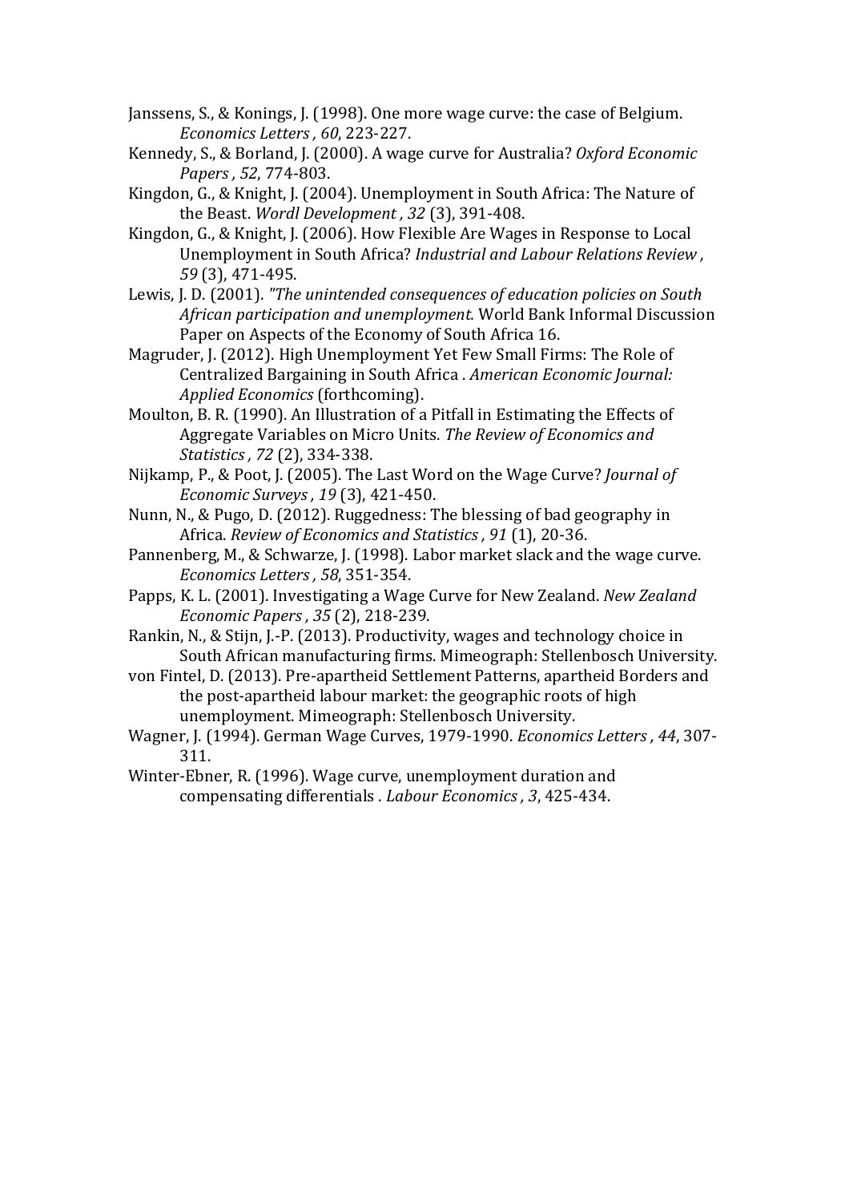Janssens, S., & Konings, J. (1998). One more wage curve: the case of Belgium. *Economics Letters , 60*, 223-227.

Kennedy, S., & Borland, J. (2000). A wage curve for Australia? *Oxford Economic Papers , 52*, 774-803.

Kingdon, G., & Knight, J. (2004). Unemployment in South Africa: The Nature of the Beast. *Wordl Development , 32* (3), 391-408.

Kingdon, G., & Knight, J. (2006). How Flexible Are Wages in Response to Local Unemployment in South Africa? *Industrial and Labour Relations Review , 59* (3), 471-495.

Lewis, J. D. (2001). *"The unintended consequences of education policies on South African participation and unemployment.* World Bank Informal Discussion Paper on Aspects of the Economy of South Africa 16.

Magruder, J. (2012). High Unemployment Yet Few Small Firms: The Role of Centralized Bargaining in South Africa . *American Economic Journal: Applied Economics* (forthcoming).

Moulton, B. R. (1990). An Illustration of a Pitfall in Estimating the Effects of Aggregate Variables on Micro Units. *The Review of Economics and Statistics , 72* (2), 334-338.

Nijkamp, P., & Poot, J. (2005). The Last Word on the Wage Curve? *Journal of Economic Surveys , 19* (3), 421-450.

Nunn, N., & Pugo, D. (2012). Ruggedness: The blessing of bad geography in Africa. *Review of Economics and Statistics , 91* (1), 20-36.

Pannenberg, M., & Schwarze, J. (1998). Labor market slack and the wage curve. *Economics Letters , 58*, 351-354.

Papps, K. L. (2001). Investigating a Wage Curve for New Zealand. *New Zealand Economic Papers , 35* (2), 218-239.

Rankin, N., & Stijn, J.-P. (2013). Productivity, wages and technology choice in South African manufacturing firms. Mimeograph: Stellenbosch University.

von Fintel, D. (2013). Pre-apartheid Settlement Patterns, apartheid Borders and the post-apartheid labour market: the geographic roots of high unemployment. Mimeograph: Stellenbosch University.

Wagner, J. (1994). German Wage Curves, 1979-1990. *Economics Letters , 44*, 307-311.

Winter-Ebner, R. (1996). Wage curve, unemployment duration and compensating differentials . *Labour Economics , 3*, 425-434.